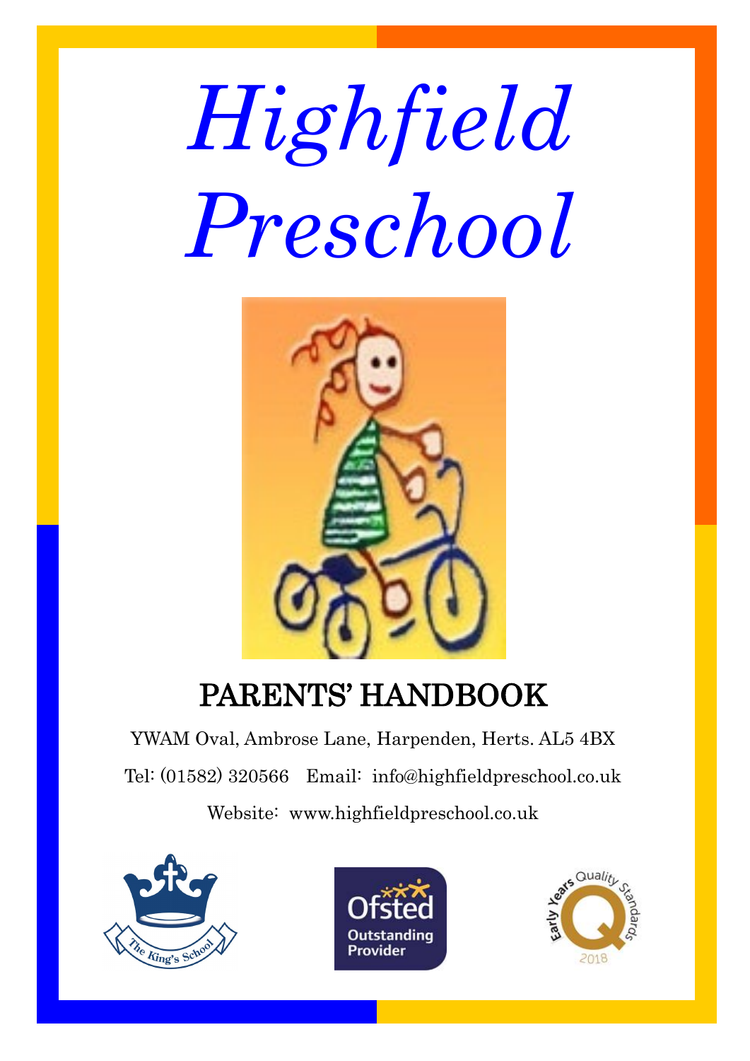# Highfield Preschool

## PARENTS' HANDBOOK

YWAM Oval, Ambrose Lane, Harpenden, Herts. AL5 4BX

Tel: (01582) 320566    Email: info@highfieldpreschool.co.uk

Website: www.highfieldpreschool.co.uk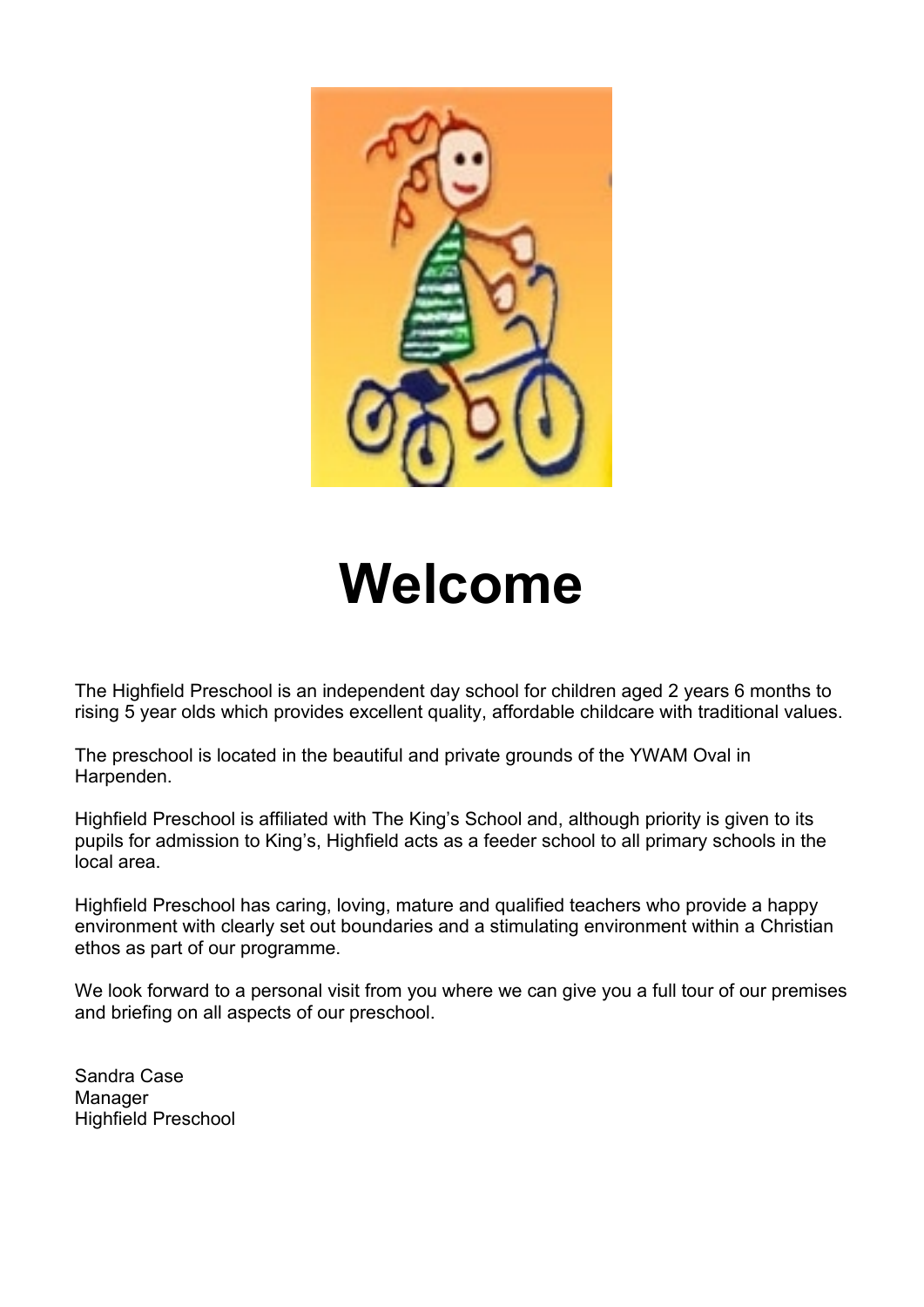# Welcome

The Highfield Preschool is an independent day school for children aged 2 years 6 months to rising 5 year olds which provides excellent quality, affordable childcare with traditional values.

The preschool is located in the beautiful and private grounds of the YWAM Oval in Harpenden.

Highfield Preschool is affiliated with The King's School and, although priority is given to its pupils for admission to King's, Highfield acts as a feeder school to all primary schools in the local area.

Highfield Preschool has caring, loving, mature and qualified teachers who provide a happy environment with clearly set out boundaries and a stimulating environment within a Christian ethos as part of our programme.

We look forward to a personal visit from you where we can give you a full tour of our premises and briefing on all aspects of our preschool.

Sandra Case  
Manager  
Highfield Preschool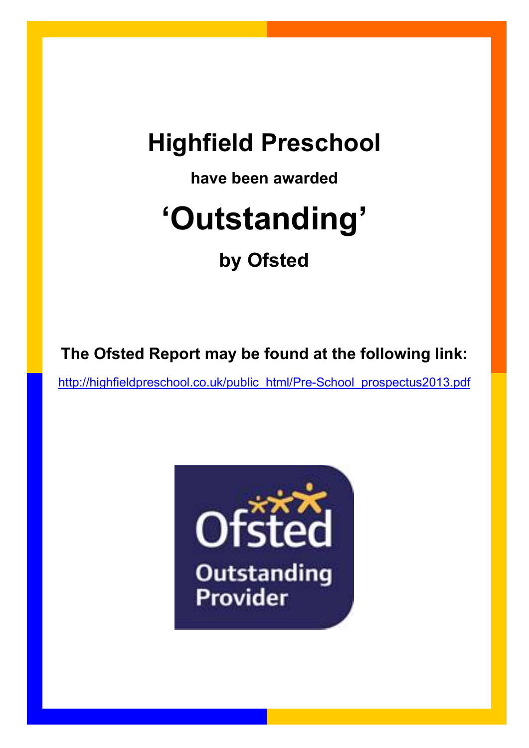# Highfield Preschool

**have been awarded**

# 'Outstanding'

## by Ofsted

**The Ofsted Report may be found at the following link:**

http://highfieldpreschool.co.uk/public_html/Pre-School_prospectus2013.pdf

Ofsted
Outstanding
Provider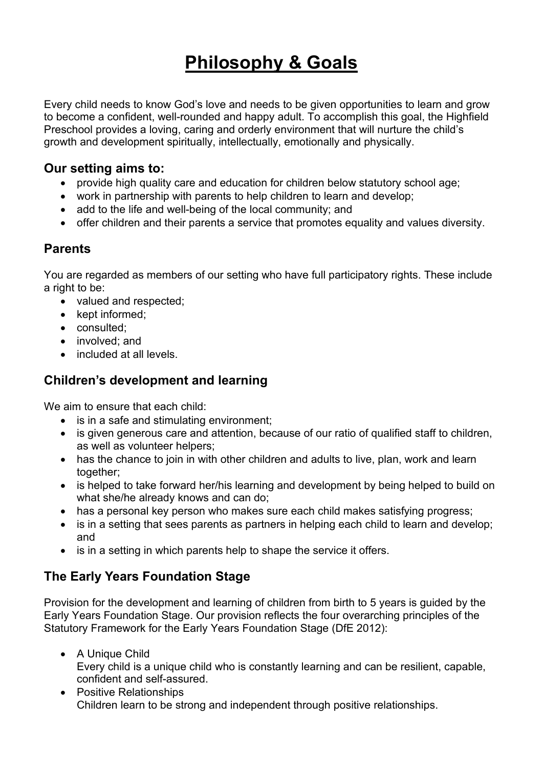# Philosophy & Goals

Every child needs to know God's love and needs to be given opportunities to learn and grow to become a confident, well-rounded and happy adult. To accomplish this goal, the Highfield Preschool provides a loving, caring and orderly environment that will nurture the child's growth and development spiritually, intellectually, emotionally and physically.

### Our setting aims to:

- provide high quality care and education for children below statutory school age;
- work in partnership with parents to help children to learn and develop;
- add to the life and well-being of the local community; and
- offer children and their parents a service that promotes equality and values diversity.

## Parents

You are regarded as members of our setting who have full participatory rights. These include a right to be:

- valued and respected;
- kept informed;
- consulted;
- involved; and
- included at all levels.

## Children's development and learning

We aim to ensure that each child:

- is in a safe and stimulating environment;
- is given generous care and attention, because of our ratio of qualified staff to children, as well as volunteer helpers;
- has the chance to join in with other children and adults to live, plan, work and learn together;
- is helped to take forward her/his learning and development by being helped to build on what she/he already knows and can do;
- has a personal key person who makes sure each child makes satisfying progress;
- is in a setting that sees parents as partners in helping each child to learn and develop; and
- is in a setting in which parents help to shape the service it offers.

## The Early Years Foundation Stage

Provision for the development and learning of children from birth to 5 years is guided by the Early Years Foundation Stage. Our provision reflects the four overarching principles of the Statutory Framework for the Early Years Foundation Stage (DfE 2012):

- A Unique Child
  Every child is a unique child who is constantly learning and can be resilient, capable, confident and self-assured.
- Positive Relationships
  Children learn to be strong and independent through positive relationships.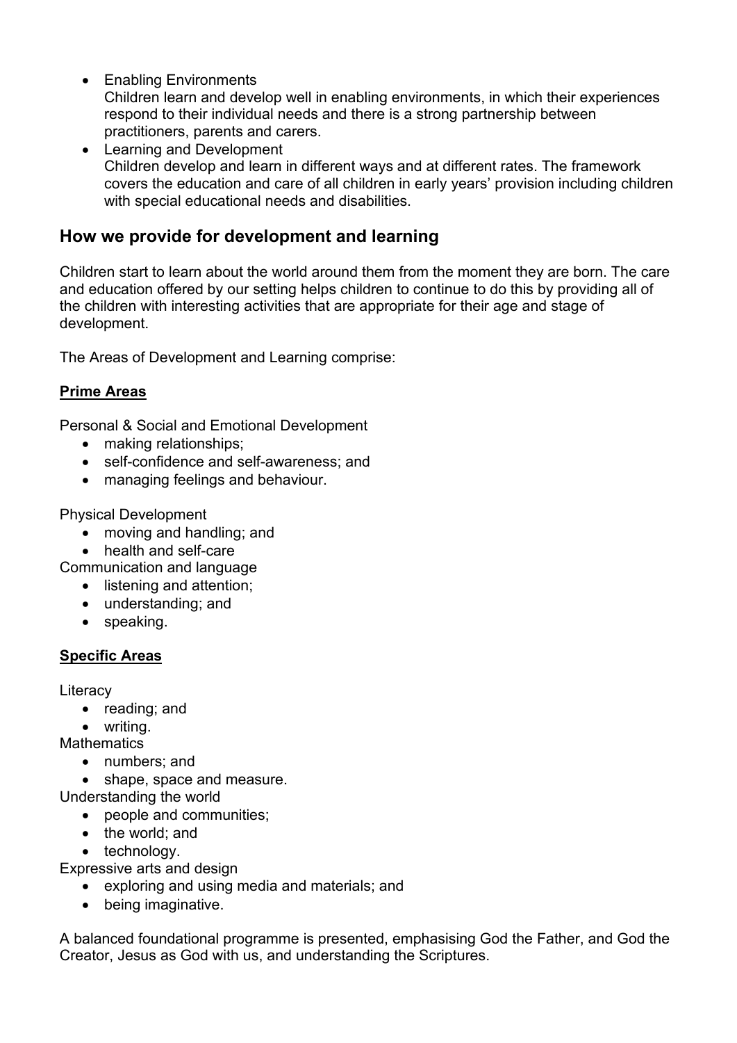- Enabling Environments
  Children learn and develop well in enabling environments, in which their experiences respond to their individual needs and there is a strong partnership between practitioners, parents and carers.
- Learning and Development
  Children develop and learn in different ways and at different rates. The framework covers the education and care of all children in early years' provision including children with special educational needs and disabilities.

## How we provide for development and learning

Children start to learn about the world around them from the moment they are born. The care and education offered by our setting helps children to continue to do this by providing all of the children with interesting activities that are appropriate for their age and stage of development.

The Areas of Development and Learning comprise:

**Prime Areas**

Personal & Social and Emotional Development

- making relationships;
- self-confidence and self-awareness; and
- managing feelings and behaviour.

Physical Development

- moving and handling; and
- health and self-care

Communication and language

- listening and attention;
- understanding; and
- speaking.

**Specific Areas**

Literacy

- reading; and
- writing.

Mathematics

- numbers; and
- shape, space and measure.

Understanding the world

- people and communities;
- the world; and
- technology.

Expressive arts and design

- exploring and using media and materials; and
- being imaginative.

A balanced foundational programme is presented, emphasising God the Father, and God the Creator, Jesus as God with us, and understanding the Scriptures.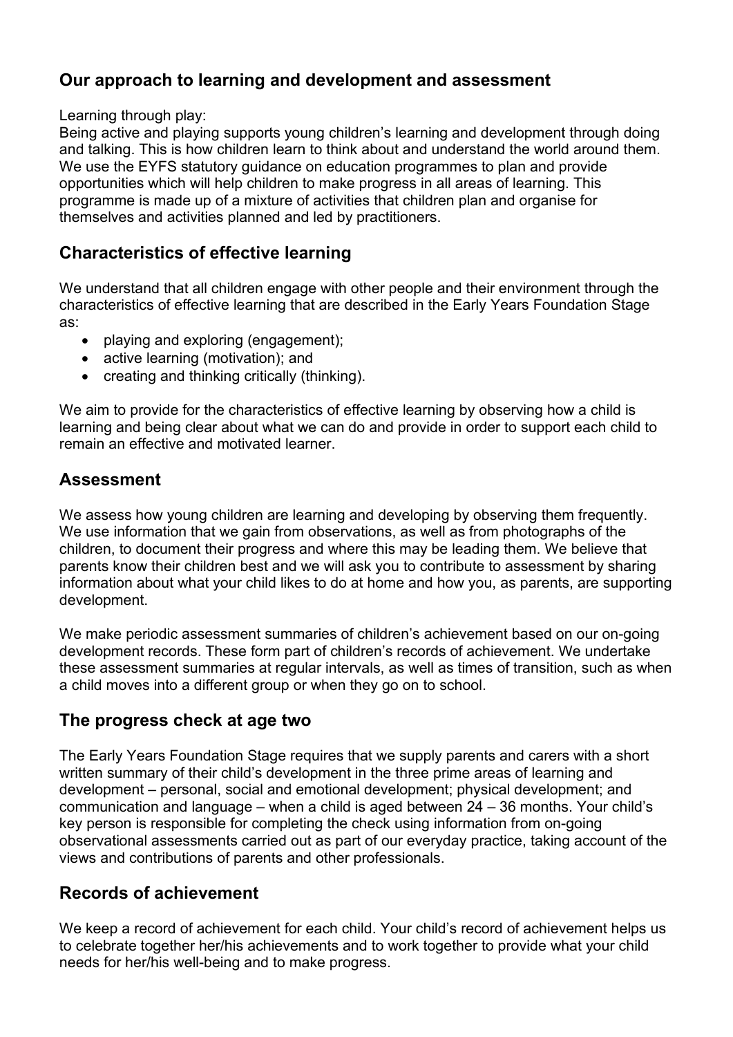## Our approach to learning and development and assessment

Learning through play:
Being active and playing supports young children's learning and development through doing and talking. This is how children learn to think about and understand the world around them. We use the EYFS statutory guidance on education programmes to plan and provide opportunities which will help children to make progress in all areas of learning. This programme is made up of a mixture of activities that children plan and organise for themselves and activities planned and led by practitioners.

## Characteristics of effective learning

We understand that all children engage with other people and their environment through the characteristics of effective learning that are described in the Early Years Foundation Stage as:

- playing and exploring (engagement);
- active learning (motivation); and
- creating and thinking critically (thinking).

We aim to provide for the characteristics of effective learning by observing how a child is learning and being clear about what we can do and provide in order to support each child to remain an effective and motivated learner.

## Assessment

We assess how young children are learning and developing by observing them frequently. We use information that we gain from observations, as well as from photographs of the children, to document their progress and where this may be leading them. We believe that parents know their children best and we will ask you to contribute to assessment by sharing information about what your child likes to do at home and how you, as parents, are supporting development.

We make periodic assessment summaries of children's achievement based on our on-going development records. These form part of children's records of achievement. We undertake these assessment summaries at regular intervals, as well as times of transition, such as when a child moves into a different group or when they go on to school.

## The progress check at age two

The Early Years Foundation Stage requires that we supply parents and carers with a short written summary of their child's development in the three prime areas of learning and development – personal, social and emotional development; physical development; and communication and language – when a child is aged between 24 – 36 months. Your child's key person is responsible for completing the check using information from on-going observational assessments carried out as part of our everyday practice, taking account of the views and contributions of parents and other professionals.

## Records of achievement

We keep a record of achievement for each child. Your child's record of achievement helps us to celebrate together her/his achievements and to work together to provide what your child needs for her/his well-being and to make progress.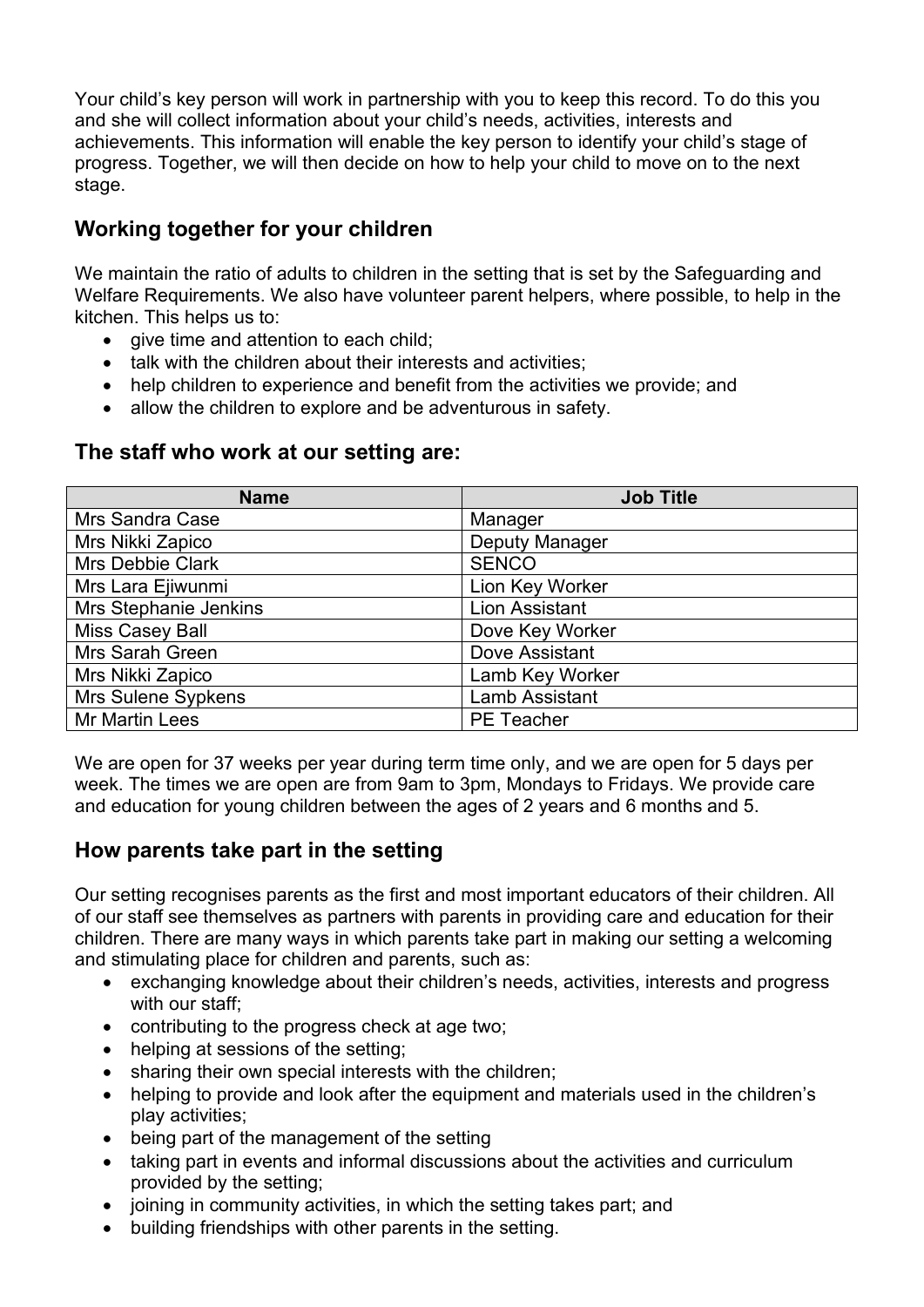Your child's key person will work in partnership with you to keep this record. To do this you and she will collect information about your child's needs, activities, interests and achievements. This information will enable the key person to identify your child's stage of progress. Together, we will then decide on how to help your child to move on to the next stage.

## Working together for your children

We maintain the ratio of adults to children in the setting that is set by the Safeguarding and Welfare Requirements. We also have volunteer parent helpers, where possible, to help in the kitchen. This helps us to:

- give time and attention to each child;
- talk with the children about their interests and activities;
- help children to experience and benefit from the activities we provide; and
- allow the children to explore and be adventurous in safety.

## The staff who work at our setting are:

| Name | Job Title |
|---|---|
| Mrs Sandra Case | Manager |
| Mrs Nikki Zapico | Deputy Manager |
| Mrs Debbie Clark | SENCO |
| Mrs Lara Ejiwunmi | Lion Key Worker |
| Mrs Stephanie Jenkins | Lion Assistant |
| Miss Casey Ball | Dove Key Worker |
| Mrs Sarah Green | Dove Assistant |
| Mrs Nikki Zapico | Lamb Key Worker |
| Mrs Sulene Sypkens | Lamb Assistant |
| Mr Martin Lees | PE Teacher |

We are open for 37 weeks per year during term time only, and we are open for 5 days per week. The times we are open are from 9am to 3pm, Mondays to Fridays. We provide care and education for young children between the ages of 2 years and 6 months and 5.

## How parents take part in the setting

Our setting recognises parents as the first and most important educators of their children. All of our staff see themselves as partners with parents in providing care and education for their children. There are many ways in which parents take part in making our setting a welcoming and stimulating place for children and parents, such as:

- exchanging knowledge about their children's needs, activities, interests and progress with our staff;
- contributing to the progress check at age two;
- helping at sessions of the setting;
- sharing their own special interests with the children;
- helping to provide and look after the equipment and materials used in the children's play activities;
- being part of the management of the setting
- taking part in events and informal discussions about the activities and curriculum provided by the setting;
- joining in community activities, in which the setting takes part; and
- building friendships with other parents in the setting.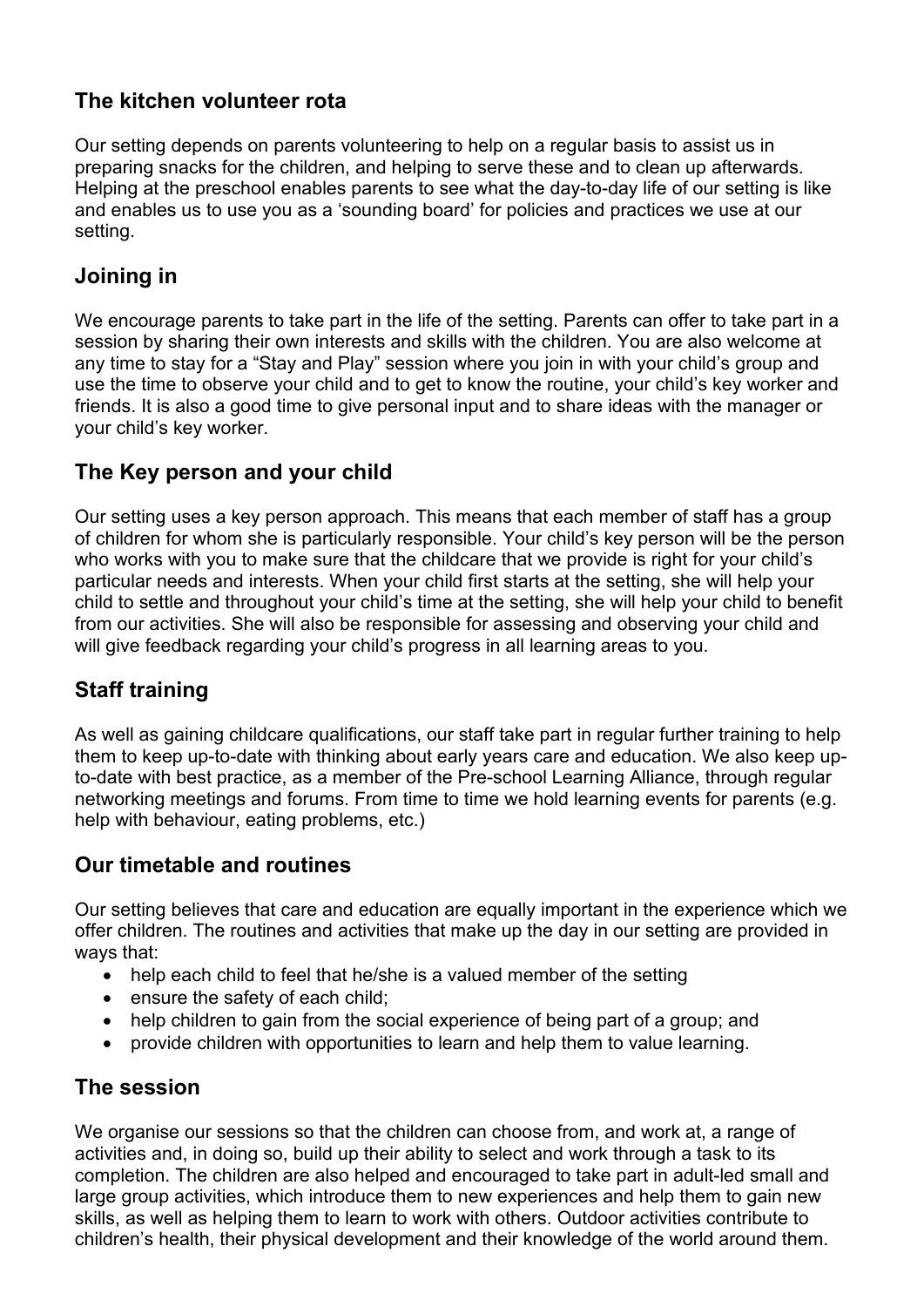## The kitchen volunteer rota

Our setting depends on parents volunteering to help on a regular basis to assist us in preparing snacks for the children, and helping to serve these and to clean up afterwards. Helping at the preschool enables parents to see what the day-to-day life of our setting is like and enables us to use you as a 'sounding board' for policies and practices we use at our setting.

## Joining in

We encourage parents to take part in the life of the setting. Parents can offer to take part in a session by sharing their own interests and skills with the children. You are also welcome at any time to stay for a "Stay and Play" session where you join in with your child's group and use the time to observe your child and to get to know the routine, your child's key worker and friends. It is also a good time to give personal input and to share ideas with the manager or your child's key worker.

## The Key person and your child

Our setting uses a key person approach. This means that each member of staff has a group of children for whom she is particularly responsible. Your child's key person will be the person who works with you to make sure that the childcare that we provide is right for your child's particular needs and interests. When your child first starts at the setting, she will help your child to settle and throughout your child's time at the setting, she will help your child to benefit from our activities. She will also be responsible for assessing and observing your child and will give feedback regarding your child's progress in all learning areas to you.

## Staff training

As well as gaining childcare qualifications, our staff take part in regular further training to help them to keep up-to-date with thinking about early years care and education. We also keep up-to-date with best practice, as a member of the Pre-school Learning Alliance, through regular networking meetings and forums. From time to time we hold learning events for parents (e.g. help with behaviour, eating problems, etc.)

## Our timetable and routines

Our setting believes that care and education are equally important in the experience which we offer children. The routines and activities that make up the day in our setting are provided in ways that:

- help each child to feel that he/she is a valued member of the setting
- ensure the safety of each child;
- help children to gain from the social experience of being part of a group; and
- provide children with opportunities to learn and help them to value learning.

## The session

We organise our sessions so that the children can choose from, and work at, a range of activities and, in doing so, build up their ability to select and work through a task to its completion. The children are also helped and encouraged to take part in adult-led small and large group activities, which introduce them to new experiences and help them to gain new skills, as well as helping them to learn to work with others. Outdoor activities contribute to children's health, their physical development and their knowledge of the world around them.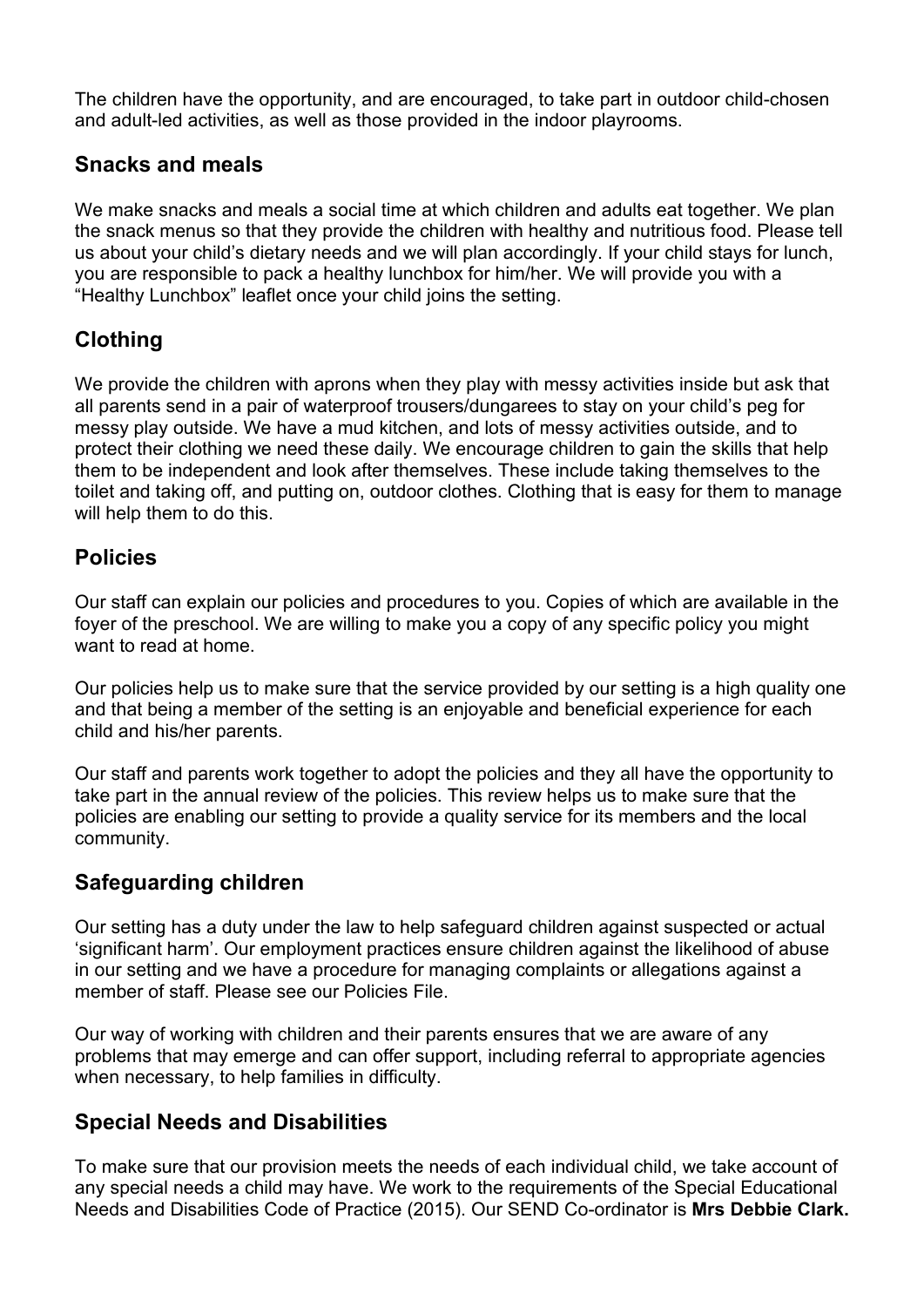The children have the opportunity, and are encouraged, to take part in outdoor child-chosen and adult-led activities, as well as those provided in the indoor playrooms.

## Snacks and meals

We make snacks and meals a social time at which children and adults eat together. We plan the snack menus so that they provide the children with healthy and nutritious food. Please tell us about your child's dietary needs and we will plan accordingly. If your child stays for lunch, you are responsible to pack a healthy lunchbox for him/her. We will provide you with a "Healthy Lunchbox" leaflet once your child joins the setting.

## Clothing

We provide the children with aprons when they play with messy activities inside but ask that all parents send in a pair of waterproof trousers/dungarees to stay on your child's peg for messy play outside. We have a mud kitchen, and lots of messy activities outside, and to protect their clothing we need these daily. We encourage children to gain the skills that help them to be independent and look after themselves. These include taking themselves to the toilet and taking off, and putting on, outdoor clothes. Clothing that is easy for them to manage will help them to do this.

## Policies

Our staff can explain our policies and procedures to you. Copies of which are available in the foyer of the preschool. We are willing to make you a copy of any specific policy you might want to read at home.

Our policies help us to make sure that the service provided by our setting is a high quality one and that being a member of the setting is an enjoyable and beneficial experience for each child and his/her parents.

Our staff and parents work together to adopt the policies and they all have the opportunity to take part in the annual review of the policies. This review helps us to make sure that the policies are enabling our setting to provide a quality service for its members and the local community.

## Safeguarding children

Our setting has a duty under the law to help safeguard children against suspected or actual 'significant harm'. Our employment practices ensure children against the likelihood of abuse in our setting and we have a procedure for managing complaints or allegations against a member of staff. Please see our Policies File.

Our way of working with children and their parents ensures that we are aware of any problems that may emerge and can offer support, including referral to appropriate agencies when necessary, to help families in difficulty.

## Special Needs and Disabilities

To make sure that our provision meets the needs of each individual child, we take account of any special needs a child may have. We work to the requirements of the Special Educational Needs and Disabilities Code of Practice (2015). Our SEND Co-ordinator is **Mrs Debbie Clark.**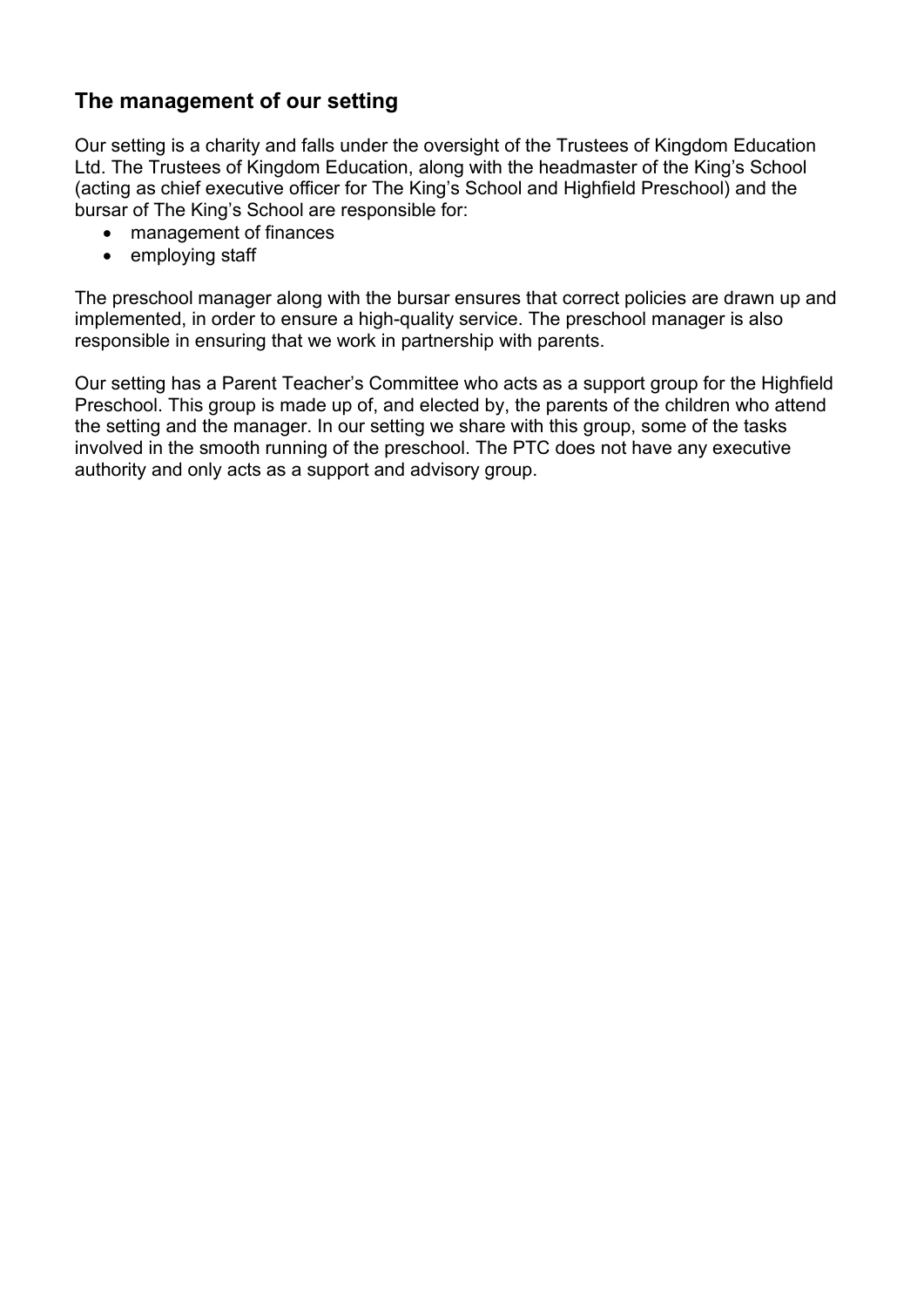## The management of our setting

Our setting is a charity and falls under the oversight of the Trustees of Kingdom Education Ltd. The Trustees of Kingdom Education, along with the headmaster of the King's School (acting as chief executive officer for The King's School and Highfield Preschool) and the bursar of The King's School are responsible for:

- management of finances
- employing staff

The preschool manager along with the bursar ensures that correct policies are drawn up and implemented, in order to ensure a high-quality service. The preschool manager is also responsible in ensuring that we work in partnership with parents.

Our setting has a Parent Teacher's Committee who acts as a support group for the Highfield Preschool. This group is made up of, and elected by, the parents of the children who attend the setting and the manager. In our setting we share with this group, some of the tasks involved in the smooth running of the preschool. The PTC does not have any executive authority and only acts as a support and advisory group.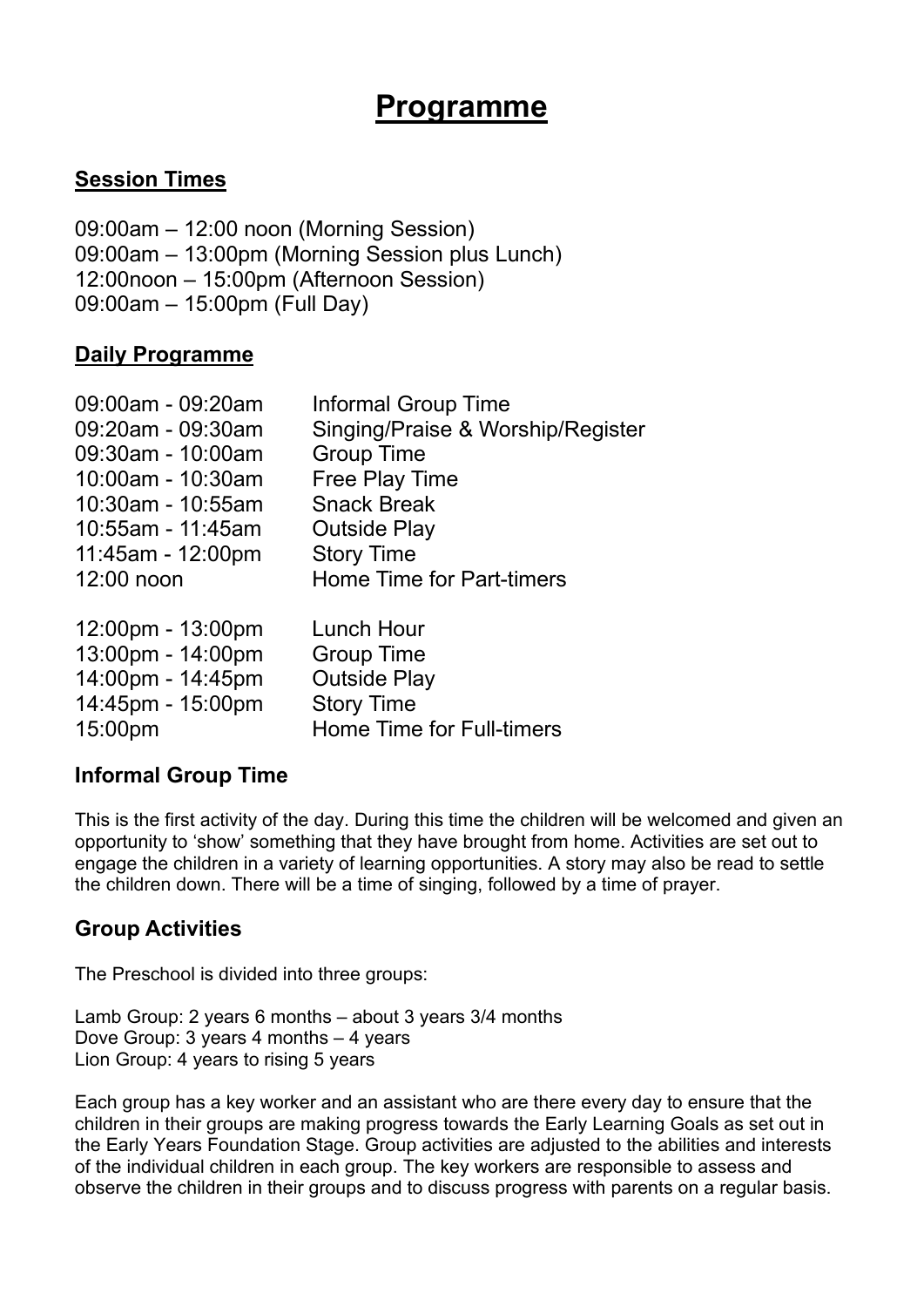# Programme

## Session Times

09:00am – 12:00 noon (Morning Session)
09:00am – 13:00pm (Morning Session plus Lunch)
12:00noon – 15:00pm (Afternoon Session)
09:00am – 15:00pm (Full Day)

## Daily Programme

| | |
|---|---|
| 09:00am - 09:20am | Informal Group Time |
| 09:20am - 09:30am | Singing/Praise & Worship/Register |
| 09:30am - 10:00am | Group Time |
| 10:00am - 10:30am | Free Play Time |
| 10:30am - 10:55am | Snack Break |
| 10:55am - 11:45am | Outside Play |
| 11:45am - 12:00pm | Story Time |
| 12:00 noon | Home Time for Part-timers |
| | |
| 12:00pm - 13:00pm | Lunch Hour |
| 13:00pm - 14:00pm | Group Time |
| 14:00pm - 14:45pm | Outside Play |
| 14:45pm - 15:00pm | Story Time |
| 15:00pm | Home Time for Full-timers |

### Informal Group Time

This is the first activity of the day. During this time the children will be welcomed and given an opportunity to 'show' something that they have brought from home. Activities are set out to engage the children in a variety of learning opportunities. A story may also be read to settle the children down. There will be a time of singing, followed by a time of prayer.

### Group Activities

The Preschool is divided into three groups:

Lamb Group: 2 years 6 months – about 3 years 3/4 months
Dove Group: 3 years 4 months – 4 years
Lion Group: 4 years to rising 5 years

Each group has a key worker and an assistant who are there every day to ensure that the children in their groups are making progress towards the Early Learning Goals as set out in the Early Years Foundation Stage. Group activities are adjusted to the abilities and interests of the individual children in each group. The key workers are responsible to assess and observe the children in their groups and to discuss progress with parents on a regular basis.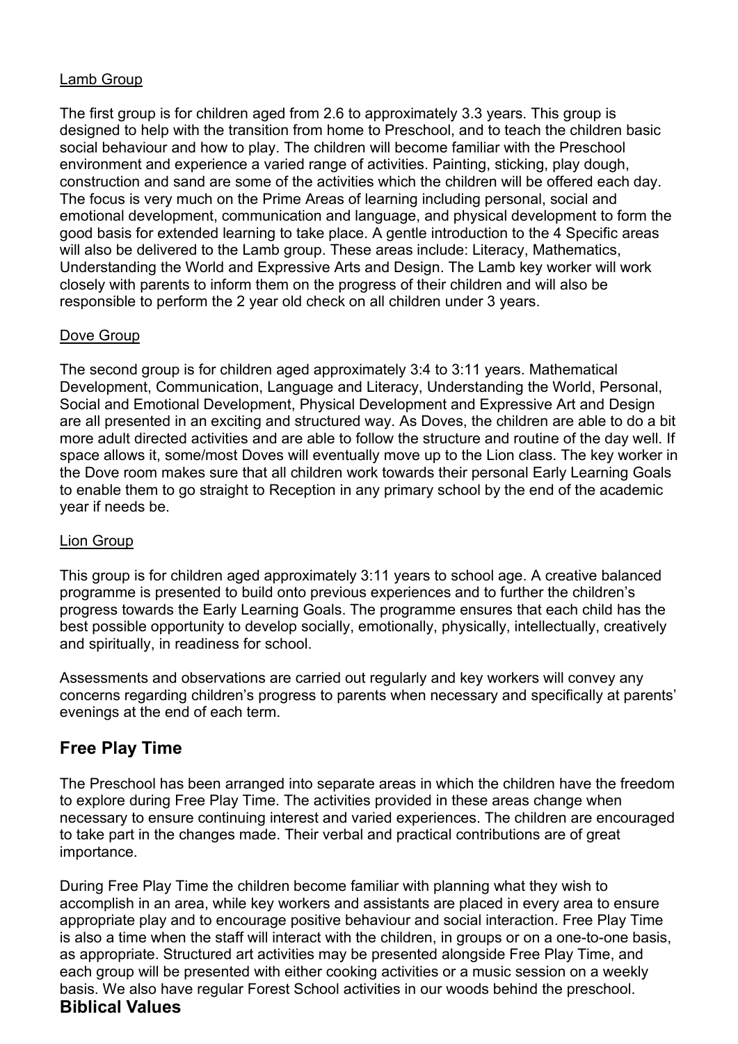### Lamb Group

The first group is for children aged from 2.6 to approximately 3.3 years. This group is designed to help with the transition from home to Preschool, and to teach the children basic social behaviour and how to play. The children will become familiar with the Preschool environment and experience a varied range of activities. Painting, sticking, play dough, construction and sand are some of the activities which the children will be offered each day. The focus is very much on the Prime Areas of learning including personal, social and emotional development, communication and language, and physical development to form the good basis for extended learning to take place. A gentle introduction to the 4 Specific areas will also be delivered to the Lamb group. These areas include: Literacy, Mathematics, Understanding the World and Expressive Arts and Design. The Lamb key worker will work closely with parents to inform them on the progress of their children and will also be responsible to perform the 2 year old check on all children under 3 years.

### Dove Group

The second group is for children aged approximately 3:4 to 3:11 years. Mathematical Development, Communication, Language and Literacy, Understanding the World, Personal, Social and Emotional Development, Physical Development and Expressive Art and Design are all presented in an exciting and structured way. As Doves, the children are able to do a bit more adult directed activities and are able to follow the structure and routine of the day well. If space allows it, some/most Doves will eventually move up to the Lion class. The key worker in the Dove room makes sure that all children work towards their personal Early Learning Goals to enable them to go straight to Reception in any primary school by the end of the academic year if needs be.

### Lion Group

This group is for children aged approximately 3:11 years to school age. A creative balanced programme is presented to build onto previous experiences and to further the children's progress towards the Early Learning Goals. The programme ensures that each child has the best possible opportunity to develop socially, emotionally, physically, intellectually, creatively and spiritually, in readiness for school.

Assessments and observations are carried out regularly and key workers will convey any concerns regarding children's progress to parents when necessary and specifically at parents' evenings at the end of each term.

## Free Play Time

The Preschool has been arranged into separate areas in which the children have the freedom to explore during Free Play Time. The activities provided in these areas change when necessary to ensure continuing interest and varied experiences. The children are encouraged to take part in the changes made. Their verbal and practical contributions are of great importance.

During Free Play Time the children become familiar with planning what they wish to accomplish in an area, while key workers and assistants are placed in every area to ensure appropriate play and to encourage positive behaviour and social interaction. Free Play Time is also a time when the staff will interact with the children, in groups or on a one-to-one basis, as appropriate. Structured art activities may be presented alongside Free Play Time, and each group will be presented with either cooking activities or a music session on a weekly basis. We also have regular Forest School activities in our woods behind the preschool.

## Biblical Values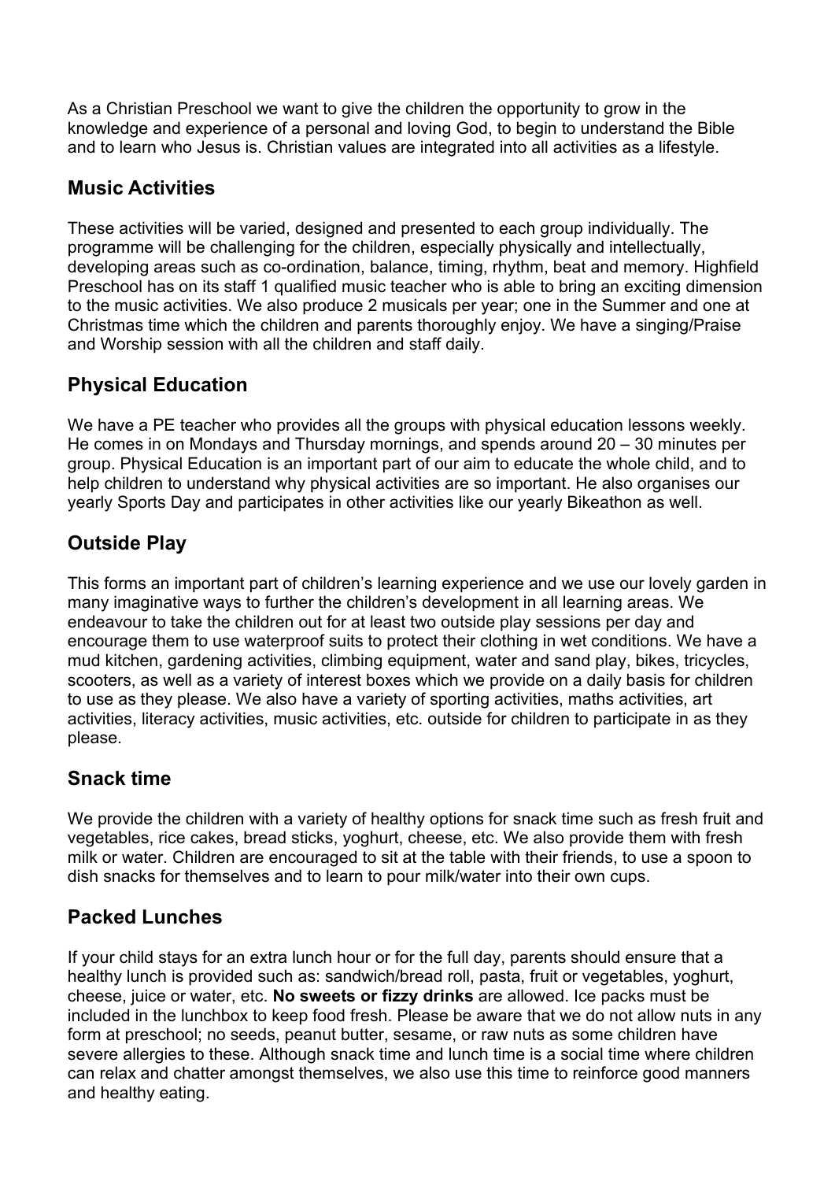As a Christian Preschool we want to give the children the opportunity to grow in the knowledge and experience of a personal and loving God, to begin to understand the Bible and to learn who Jesus is. Christian values are integrated into all activities as a lifestyle.

## Music Activities

These activities will be varied, designed and presented to each group individually. The programme will be challenging for the children, especially physically and intellectually, developing areas such as co-ordination, balance, timing, rhythm, beat and memory. Highfield Preschool has on its staff 1 qualified music teacher who is able to bring an exciting dimension to the music activities. We also produce 2 musicals per year; one in the Summer and one at Christmas time which the children and parents thoroughly enjoy. We have a singing/Praise and Worship session with all the children and staff daily.

## Physical Education

We have a PE teacher who provides all the groups with physical education lessons weekly. He comes in on Mondays and Thursday mornings, and spends around 20 – 30 minutes per group. Physical Education is an important part of our aim to educate the whole child, and to help children to understand why physical activities are so important. He also organises our yearly Sports Day and participates in other activities like our yearly Bikeathon as well.

## Outside Play

This forms an important part of children's learning experience and we use our lovely garden in many imaginative ways to further the children's development in all learning areas. We endeavour to take the children out for at least two outside play sessions per day and encourage them to use waterproof suits to protect their clothing in wet conditions. We have a mud kitchen, gardening activities, climbing equipment, water and sand play, bikes, tricycles, scooters, as well as a variety of interest boxes which we provide on a daily basis for children to use as they please. We also have a variety of sporting activities, maths activities, art activities, literacy activities, music activities, etc. outside for children to participate in as they please.

## Snack time

We provide the children with a variety of healthy options for snack time such as fresh fruit and vegetables, rice cakes, bread sticks, yoghurt, cheese, etc. We also provide them with fresh milk or water. Children are encouraged to sit at the table with their friends, to use a spoon to dish snacks for themselves and to learn to pour milk/water into their own cups.

## Packed Lunches

If your child stays for an extra lunch hour or for the full day, parents should ensure that a healthy lunch is provided such as: sandwich/bread roll, pasta, fruit or vegetables, yoghurt, cheese, juice or water, etc. **No sweets or fizzy drinks** are allowed. Ice packs must be included in the lunchbox to keep food fresh. Please be aware that we do not allow nuts in any form at preschool; no seeds, peanut butter, sesame, or raw nuts as some children have severe allergies to these. Although snack time and lunch time is a social time where children can relax and chatter amongst themselves, we also use this time to reinforce good manners and healthy eating.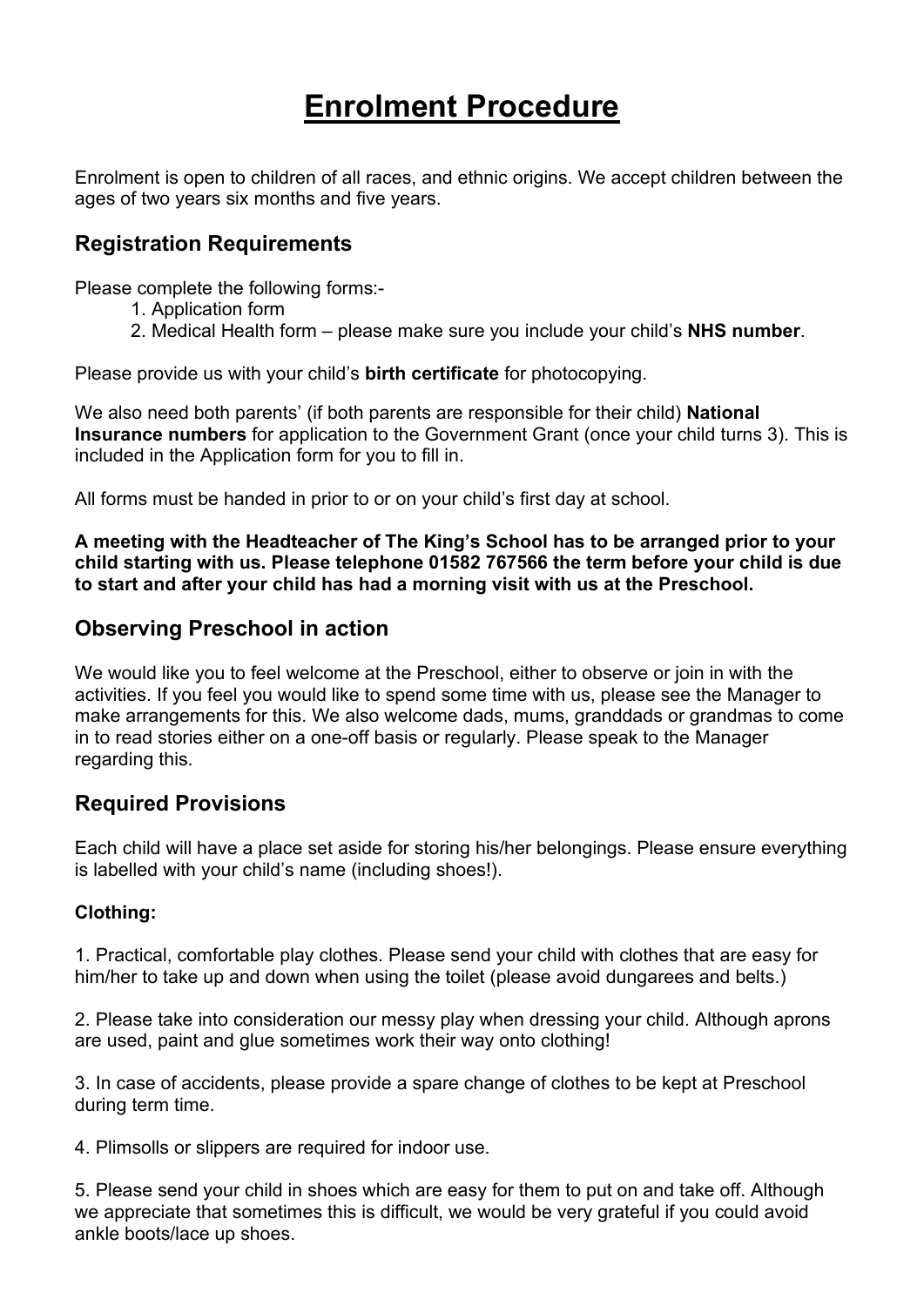# Enrolment Procedure

Enrolment is open to children of all races, and ethnic origins. We accept children between the ages of two years six months and five years.

## Registration Requirements

Please complete the following forms:-

1. Application form
2. Medical Health form – please make sure you include your child's **NHS number**.

Please provide us with your child's **birth certificate** for photocopying.

We also need both parents' (if both parents are responsible for their child) **National Insurance numbers** for application to the Government Grant (once your child turns 3). This is included in the Application form for you to fill in.

All forms must be handed in prior to or on your child's first day at school.

**A meeting with the Headteacher of The King's School has to be arranged prior to your child starting with us. Please telephone 01582 767566 the term before your child is due to start and after your child has had a morning visit with us at the Preschool.**

## Observing Preschool in action

We would like you to feel welcome at the Preschool, either to observe or join in with the activities. If you feel you would like to spend some time with us, please see the Manager to make arrangements for this. We also welcome dads, mums, granddads or grandmas to come in to read stories either on a one-off basis or regularly. Please speak to the Manager regarding this.

## Required Provisions

Each child will have a place set aside for storing his/her belongings. Please ensure everything is labelled with your child's name (including shoes!).

**Clothing:**

1. Practical, comfortable play clothes. Please send your child with clothes that are easy for him/her to take up and down when using the toilet (please avoid dungarees and belts.)

2. Please take into consideration our messy play when dressing your child. Although aprons are used, paint and glue sometimes work their way onto clothing!

3. In case of accidents, please provide a spare change of clothes to be kept at Preschool during term time.

4. Plimsolls or slippers are required for indoor use.

5. Please send your child in shoes which are easy for them to put on and take off. Although we appreciate that sometimes this is difficult, we would be very grateful if you could avoid ankle boots/lace up shoes.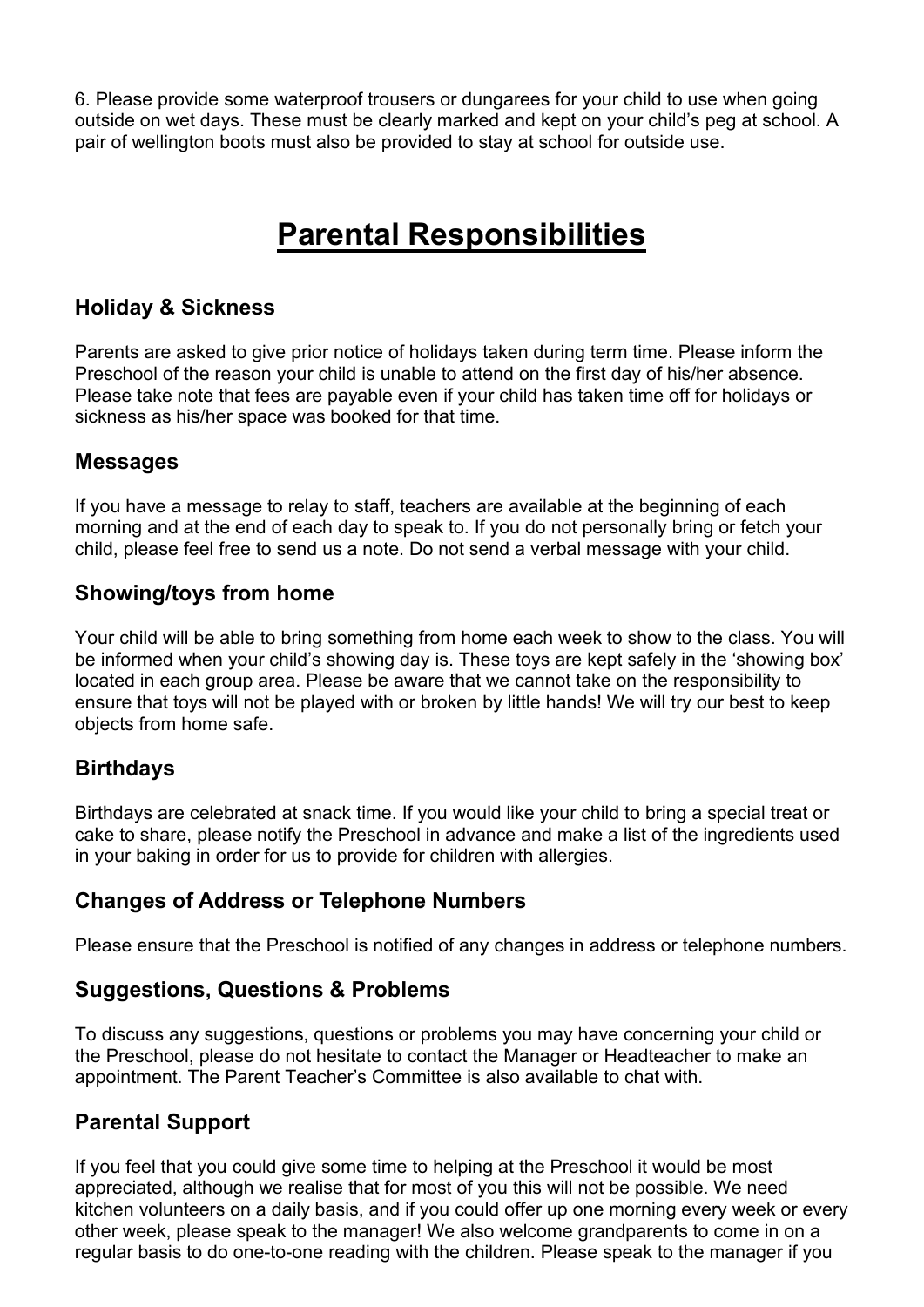6. Please provide some waterproof trousers or dungarees for your child to use when going outside on wet days. These must be clearly marked and kept on your child's peg at school. A pair of wellington boots must also be provided to stay at school for outside use.

# Parental Responsibilities

### Holiday & Sickness

Parents are asked to give prior notice of holidays taken during term time. Please inform the Preschool of the reason your child is unable to attend on the first day of his/her absence. Please take note that fees are payable even if your child has taken time off for holidays or sickness as his/her space was booked for that time.

### Messages

If you have a message to relay to staff, teachers are available at the beginning of each morning and at the end of each day to speak to. If you do not personally bring or fetch your child, please feel free to send us a note. Do not send a verbal message with your child.

### Showing/toys from home

Your child will be able to bring something from home each week to show to the class. You will be informed when your child's showing day is. These toys are kept safely in the 'showing box' located in each group area. Please be aware that we cannot take on the responsibility to ensure that toys will not be played with or broken by little hands! We will try our best to keep objects from home safe.

### Birthdays

Birthdays are celebrated at snack time. If you would like your child to bring a special treat or cake to share, please notify the Preschool in advance and make a list of the ingredients used in your baking in order for us to provide for children with allergies.

### Changes of Address or Telephone Numbers

Please ensure that the Preschool is notified of any changes in address or telephone numbers.

### Suggestions, Questions & Problems

To discuss any suggestions, questions or problems you may have concerning your child or the Preschool, please do not hesitate to contact the Manager or Headteacher to make an appointment. The Parent Teacher's Committee is also available to chat with.

### Parental Support

If you feel that you could give some time to helping at the Preschool it would be most appreciated, although we realise that for most of you this will not be possible. We need kitchen volunteers on a daily basis, and if you could offer up one morning every week or every other week, please speak to the manager! We also welcome grandparents to come in on a regular basis to do one-to-one reading with the children. Please speak to the manager if you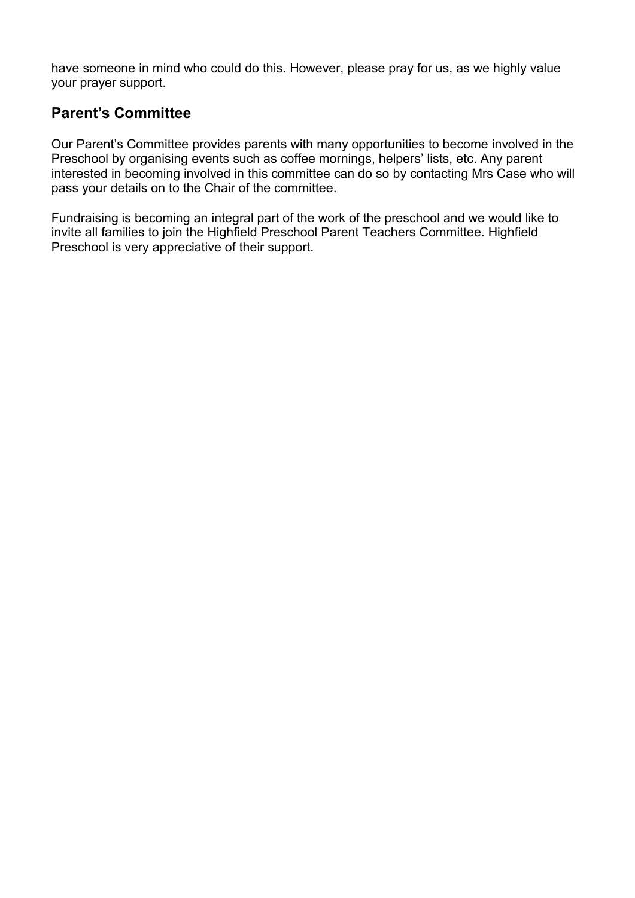have someone in mind who could do this. However, please pray for us, as we highly value your prayer support.

## Parent's Committee

Our Parent's Committee provides parents with many opportunities to become involved in the Preschool by organising events such as coffee mornings, helpers' lists, etc. Any parent interested in becoming involved in this committee can do so by contacting Mrs Case who will pass your details on to the Chair of the committee.

Fundraising is becoming an integral part of the work of the preschool and we would like to invite all families to join the Highfield Preschool Parent Teachers Committee. Highfield Preschool is very appreciative of their support.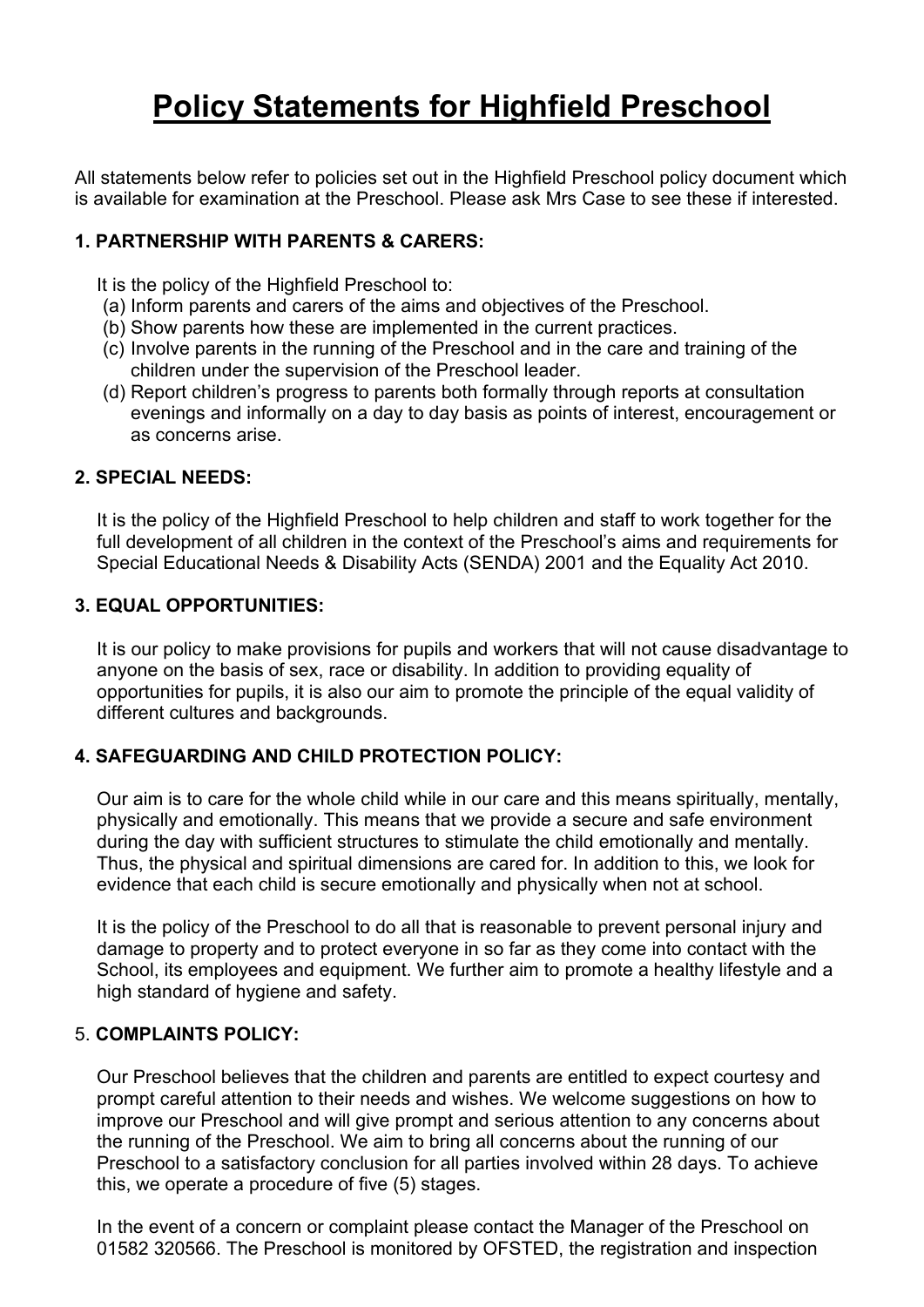# Policy Statements for Highfield Preschool

All statements below refer to policies set out in the Highfield Preschool policy document which is available for examination at the Preschool. Please ask Mrs Case to see these if interested.

### 1. PARTNERSHIP WITH PARENTS & CARERS:

It is the policy of the Highfield Preschool to:

(a) Inform parents and carers of the aims and objectives of the Preschool.
(b) Show parents how these are implemented in the current practices.
(c) Involve parents in the running of the Preschool and in the care and training of the children under the supervision of the Preschool leader.
(d) Report children's progress to parents both formally through reports at consultation evenings and informally on a day to day basis as points of interest, encouragement or as concerns arise.

### 2. SPECIAL NEEDS:

It is the policy of the Highfield Preschool to help children and staff to work together for the full development of all children in the context of the Preschool's aims and requirements for Special Educational Needs & Disability Acts (SENDA) 2001 and the Equality Act 2010.

### 3. EQUAL OPPORTUNITIES:

It is our policy to make provisions for pupils and workers that will not cause disadvantage to anyone on the basis of sex, race or disability. In addition to providing equality of opportunities for pupils, it is also our aim to promote the principle of the equal validity of different cultures and backgrounds.

### 4. SAFEGUARDING AND CHILD PROTECTION POLICY:

Our aim is to care for the whole child while in our care and this means spiritually, mentally, physically and emotionally. This means that we provide a secure and safe environment during the day with sufficient structures to stimulate the child emotionally and mentally. Thus, the physical and spiritual dimensions are cared for. In addition to this, we look for evidence that each child is secure emotionally and physically when not at school.

It is the policy of the Preschool to do all that is reasonable to prevent personal injury and damage to property and to protect everyone in so far as they come into contact with the School, its employees and equipment. We further aim to promote a healthy lifestyle and a high standard of hygiene and safety.

### 5. COMPLAINTS POLICY:

Our Preschool believes that the children and parents are entitled to expect courtesy and prompt careful attention to their needs and wishes. We welcome suggestions on how to improve our Preschool and will give prompt and serious attention to any concerns about the running of the Preschool. We aim to bring all concerns about the running of our Preschool to a satisfactory conclusion for all parties involved within 28 days. To achieve this, we operate a procedure of five (5) stages.

In the event of a concern or complaint please contact the Manager of the Preschool on 01582 320566. The Preschool is monitored by OFSTED, the registration and inspection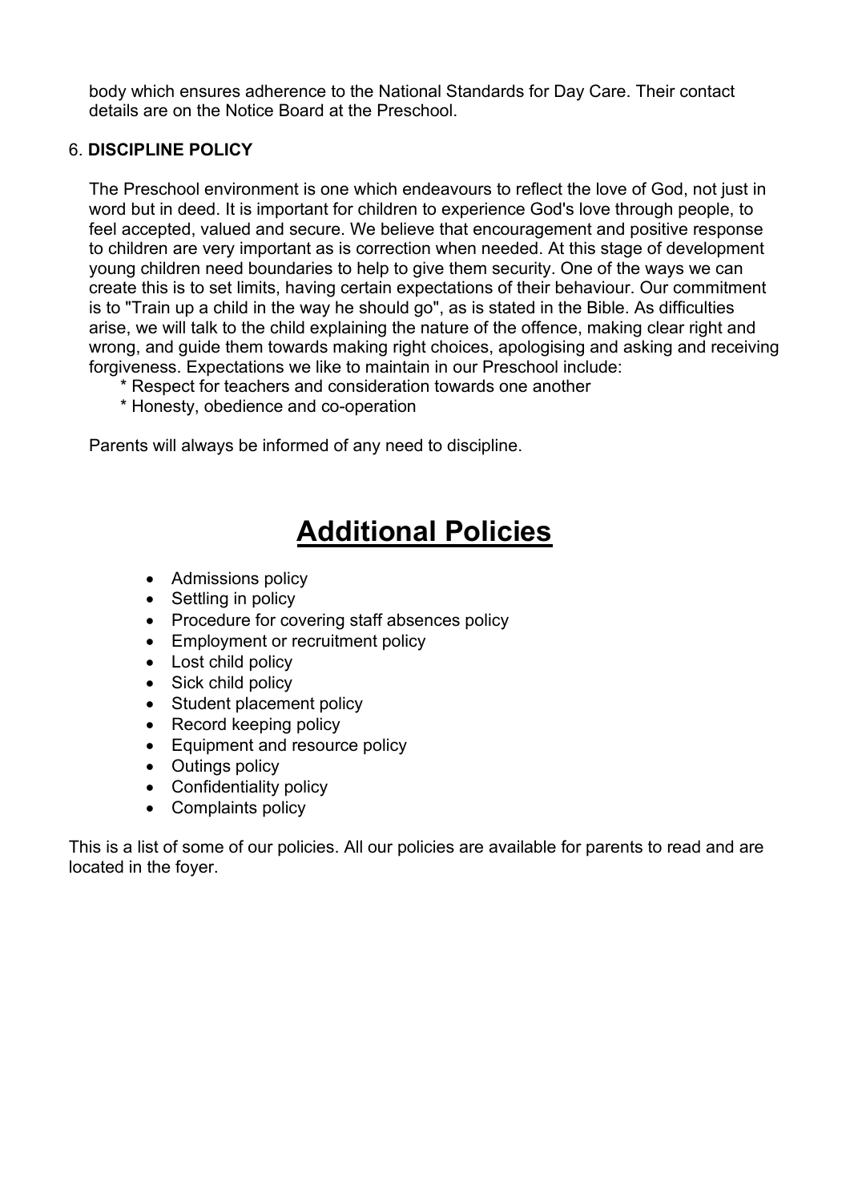body which ensures adherence to the National Standards for Day Care. Their contact details are on the Notice Board at the Preschool.

6. **DISCIPLINE POLICY**

The Preschool environment is one which endeavours to reflect the love of God, not just in word but in deed. It is important for children to experience God's love through people, to feel accepted, valued and secure. We believe that encouragement and positive response to children are very important as is correction when needed. At this stage of development young children need boundaries to help to give them security. One of the ways we can create this is to set limits, having certain expectations of their behaviour. Our commitment is to "Train up a child in the way he should go", as is stated in the Bible. As difficulties arise, we will talk to the child explaining the nature of the offence, making clear right and wrong, and guide them towards making right choices, apologising and asking and receiving forgiveness. Expectations we like to maintain in our Preschool include:

* Respect for teachers and consideration towards one another
* Honesty, obedience and co-operation

Parents will always be informed of any need to discipline.

# Additional Policies

- Admissions policy
- Settling in policy
- Procedure for covering staff absences policy
- Employment or recruitment policy
- Lost child policy
- Sick child policy
- Student placement policy
- Record keeping policy
- Equipment and resource policy
- Outings policy
- Confidentiality policy
- Complaints policy

This is a list of some of our policies. All our policies are available for parents to read and are located in the foyer.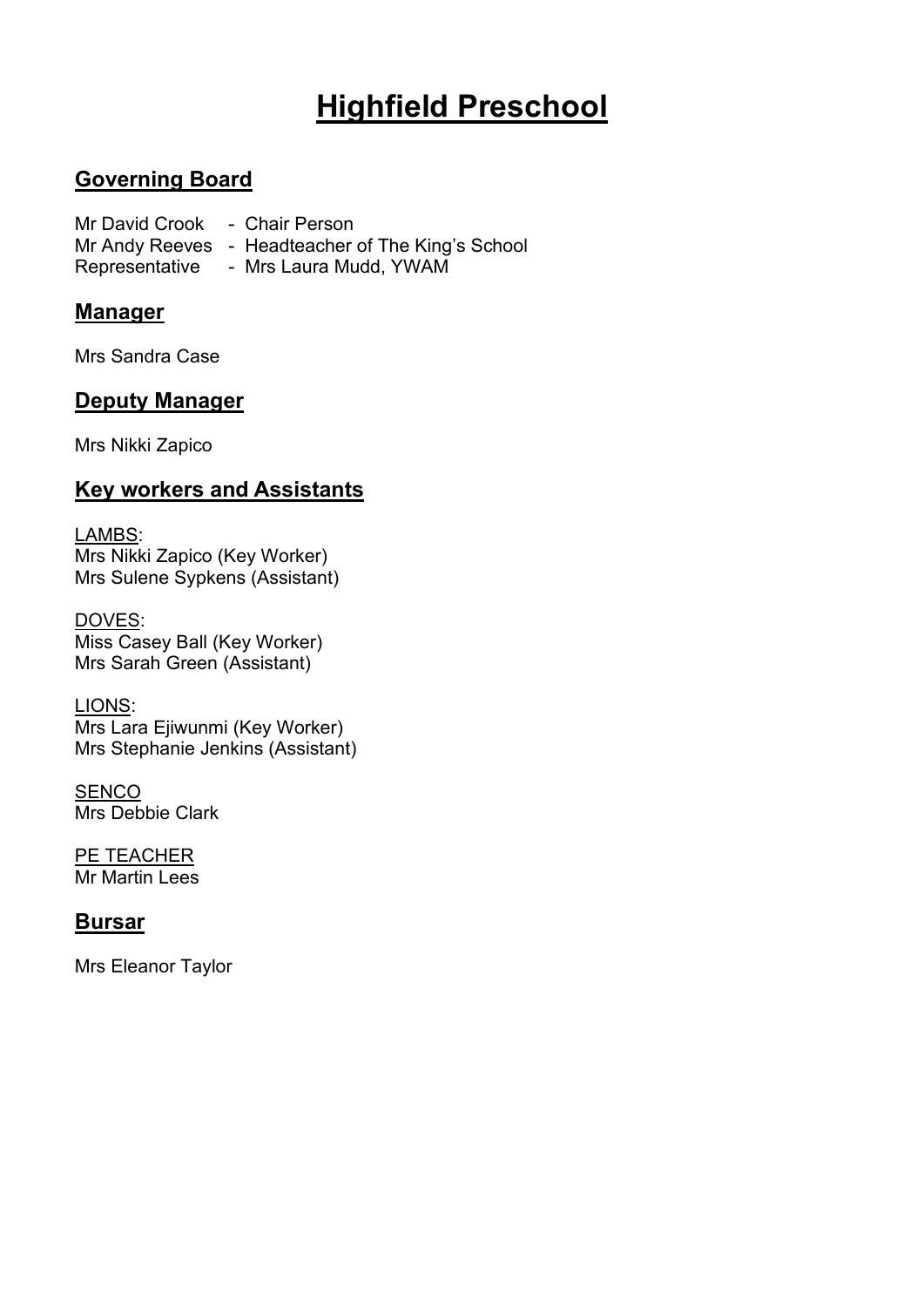# Highfield Preschool

## Governing Board

Mr David Crook - Chair Person
Mr Andy Reeves - Headteacher of The King's School
Representative - Mrs Laura Mudd, YWAM

## Manager

Mrs Sandra Case

## Deputy Manager

Mrs Nikki Zapico

## Key workers and Assistants

LAMBS:
Mrs Nikki Zapico (Key Worker)
Mrs Sulene Sypkens (Assistant)

DOVES:
Miss Casey Ball (Key Worker)
Mrs Sarah Green (Assistant)

LIONS:
Mrs Lara Ejiwunmi (Key Worker)
Mrs Stephanie Jenkins (Assistant)

SENCO
Mrs Debbie Clark

PE TEACHER
Mr Martin Lees

## Bursar

Mrs Eleanor Taylor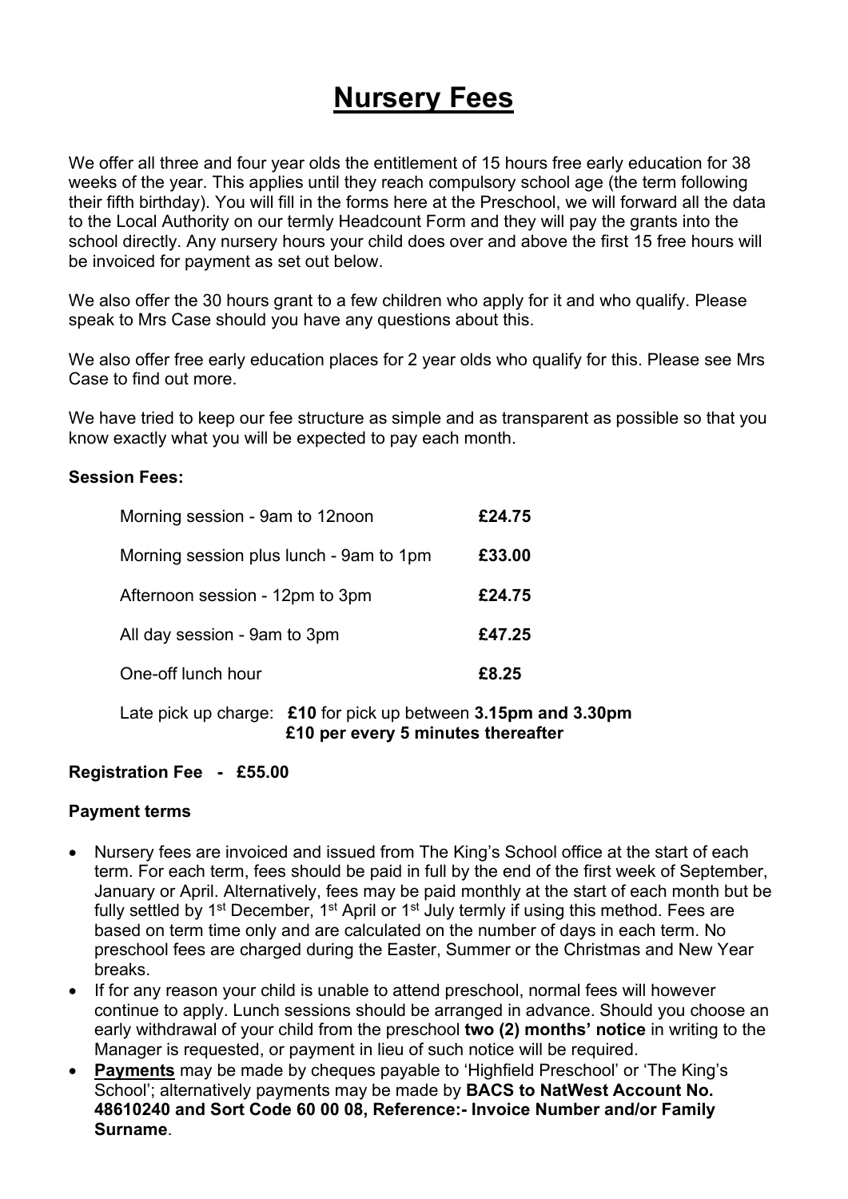# Nursery Fees

We offer all three and four year olds the entitlement of 15 hours free early education for 38 weeks of the year. This applies until they reach compulsory school age (the term following their fifth birthday). You will fill in the forms here at the Preschool, we will forward all the data to the Local Authority on our termly Headcount Form and they will pay the grants into the school directly. Any nursery hours your child does over and above the first 15 free hours will be invoiced for payment as set out below.

We also offer the 30 hours grant to a few children who apply for it and who qualify. Please speak to Mrs Case should you have any questions about this.

We also offer free early education places for 2 year olds who qualify for this. Please see Mrs Case to find out more.

We have tried to keep our fee structure as simple and as transparent as possible so that you know exactly what you will be expected to pay each month.

**Session Fees:**

| Session | Fee |
|---|---|
| Morning session - 9am to 12noon | **£24.75** |
| Morning session plus lunch - 9am to 1pm | **£33.00** |
| Afternoon session - 12pm to 3pm | **£24.75** |
| All day session - 9am to 3pm | **£47.25** |
| One-off lunch hour | **£8.25** |

Late pick up charge: **£10** for pick up between **3.15pm and 3.30pm**
**£10 per every 5 minutes thereafter**

**Registration Fee - £55.00**

**Payment terms**

- Nursery fees are invoiced and issued from The King's School office at the start of each term. For each term, fees should be paid in full by the end of the first week of September, January or April. Alternatively, fees may be paid monthly at the start of each month but be fully settled by 1st December, 1st April or 1st July termly if using this method. Fees are based on term time only and are calculated on the number of days in each term. No preschool fees are charged during the Easter, Summer or the Christmas and New Year breaks.
- If for any reason your child is unable to attend preschool, normal fees will however continue to apply. Lunch sessions should be arranged in advance. Should you choose an early withdrawal of your child from the preschool **two (2) months' notice** in writing to the Manager is requested, or payment in lieu of such notice will be required.
- **Payments** may be made by cheques payable to 'Highfield Preschool' or 'The King's School'; alternatively payments may be made by **BACS to NatWest Account No. 48610240 and Sort Code 60 00 08, Reference:- Invoice Number and/or Family Surname**.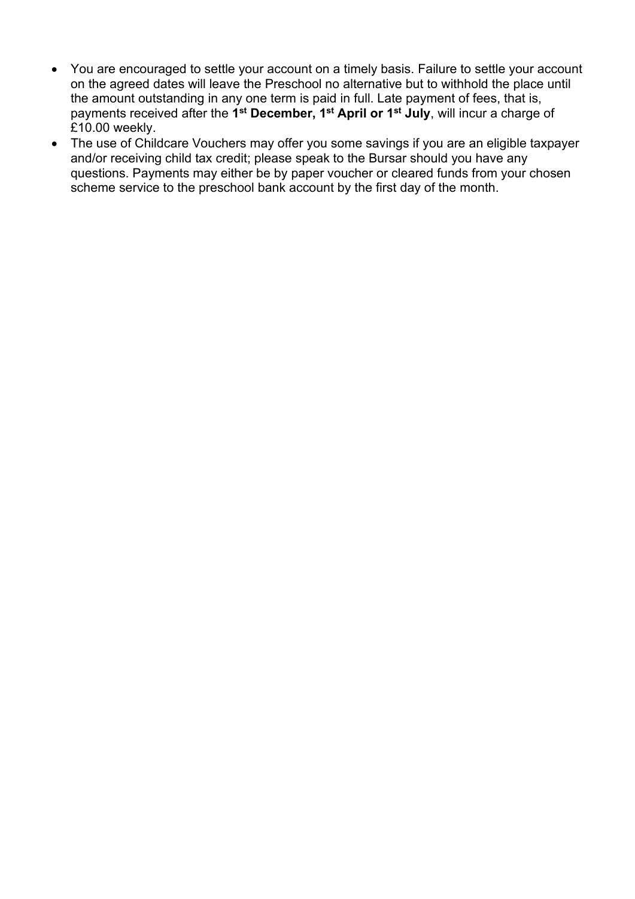- You are encouraged to settle your account on a timely basis. Failure to settle your account on the agreed dates will leave the Preschool no alternative but to withhold the place until the amount outstanding in any one term is paid in full. Late payment of fees, that is, payments received after the **1st December, 1st April or 1st July**, will incur a charge of £10.00 weekly.
- The use of Childcare Vouchers may offer you some savings if you are an eligible taxpayer and/or receiving child tax credit; please speak to the Bursar should you have any questions. Payments may either be by paper voucher or cleared funds from your chosen scheme service to the preschool bank account by the first day of the month.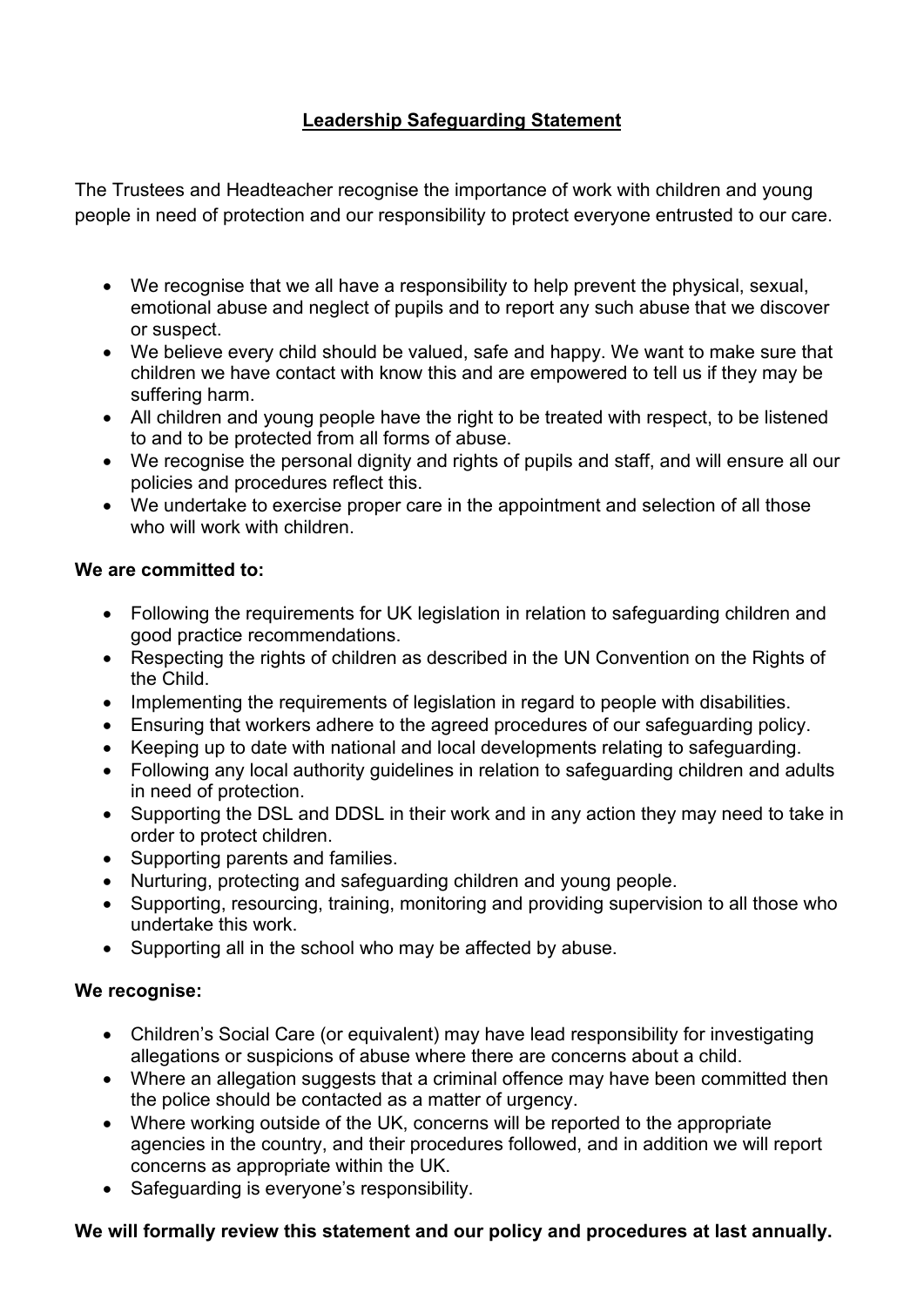## Leadership Safeguarding Statement

The Trustees and Headteacher recognise the importance of work with children and young people in need of protection and our responsibility to protect everyone entrusted to our care.

- We recognise that we all have a responsibility to help prevent the physical, sexual, emotional abuse and neglect of pupils and to report any such abuse that we discover or suspect.
- We believe every child should be valued, safe and happy. We want to make sure that children we have contact with know this and are empowered to tell us if they may be suffering harm.
- All children and young people have the right to be treated with respect, to be listened to and to be protected from all forms of abuse.
- We recognise the personal dignity and rights of pupils and staff, and will ensure all our policies and procedures reflect this.
- We undertake to exercise proper care in the appointment and selection of all those who will work with children.

**We are committed to:**

- Following the requirements for UK legislation in relation to safeguarding children and good practice recommendations.
- Respecting the rights of children as described in the UN Convention on the Rights of the Child.
- Implementing the requirements of legislation in regard to people with disabilities.
- Ensuring that workers adhere to the agreed procedures of our safeguarding policy.
- Keeping up to date with national and local developments relating to safeguarding.
- Following any local authority guidelines in relation to safeguarding children and adults in need of protection.
- Supporting the DSL and DDSL in their work and in any action they may need to take in order to protect children.
- Supporting parents and families.
- Nurturing, protecting and safeguarding children and young people.
- Supporting, resourcing, training, monitoring and providing supervision to all those who undertake this work.
- Supporting all in the school who may be affected by abuse.

**We recognise:**

- Children's Social Care (or equivalent) may have lead responsibility for investigating allegations or suspicions of abuse where there are concerns about a child.
- Where an allegation suggests that a criminal offence may have been committed then the police should be contacted as a matter of urgency.
- Where working outside of the UK, concerns will be reported to the appropriate agencies in the country, and their procedures followed, and in addition we will report concerns as appropriate within the UK.
- Safeguarding is everyone's responsibility.

**We will formally review this statement and our policy and procedures at last annually.**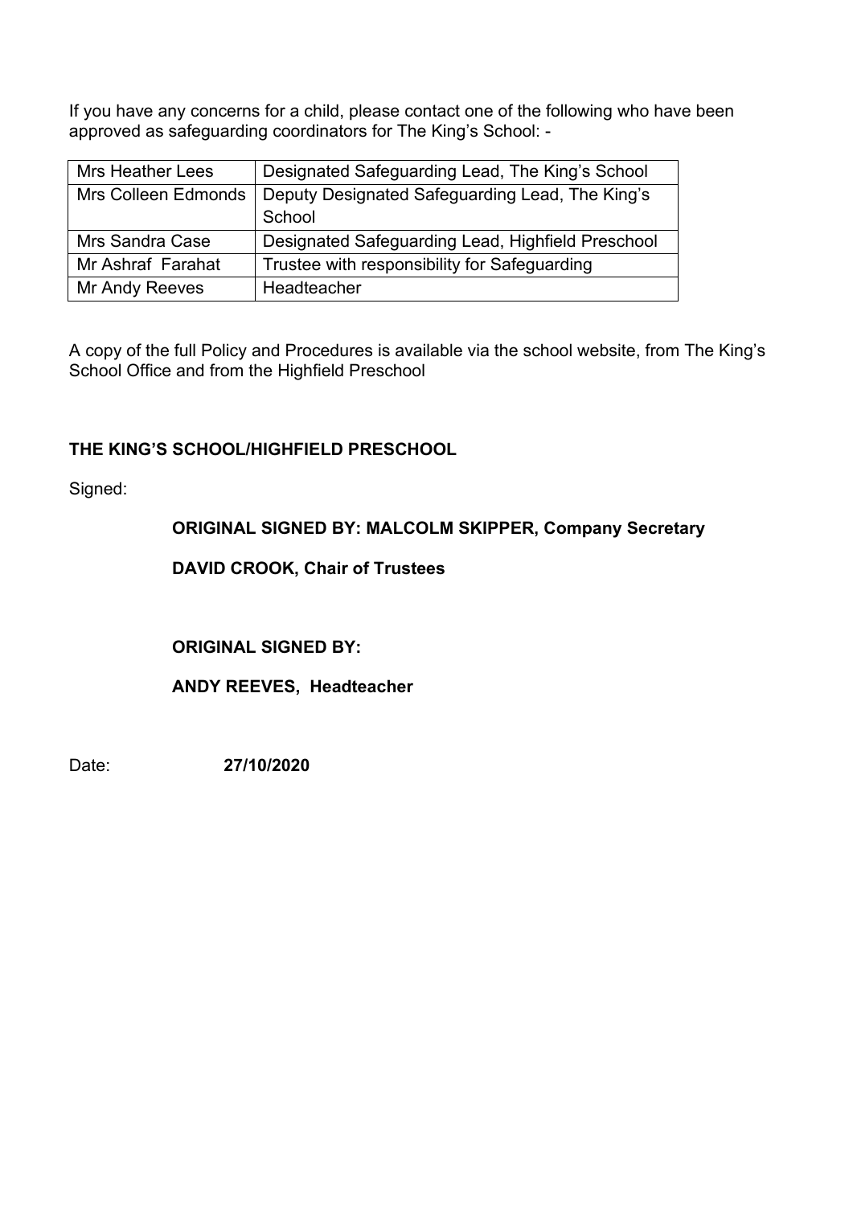If you have any concerns for a child, please contact one of the following who have been approved as safeguarding coordinators for The King's School: -

| | |
|---|---|
| Mrs Heather Lees | Designated Safeguarding Lead, The King's School |
| Mrs Colleen Edmonds | Deputy Designated Safeguarding Lead, The King's School |
| Mrs Sandra Case | Designated Safeguarding Lead, Highfield Preschool |
| Mr Ashraf Farahat | Trustee with responsibility for Safeguarding |
| Mr Andy Reeves | Headteacher |

A copy of the full Policy and Procedures is available via the school website, from The King's School Office and from the Highfield Preschool

**THE KING'S SCHOOL/HIGHFIELD PRESCHOOL**

Signed:

**ORIGINAL SIGNED BY: MALCOLM SKIPPER, Company Secretary**

**DAVID CROOK, Chair of Trustees**

**ORIGINAL SIGNED BY:**

**ANDY REEVES, Headteacher**

Date: **27/10/2020**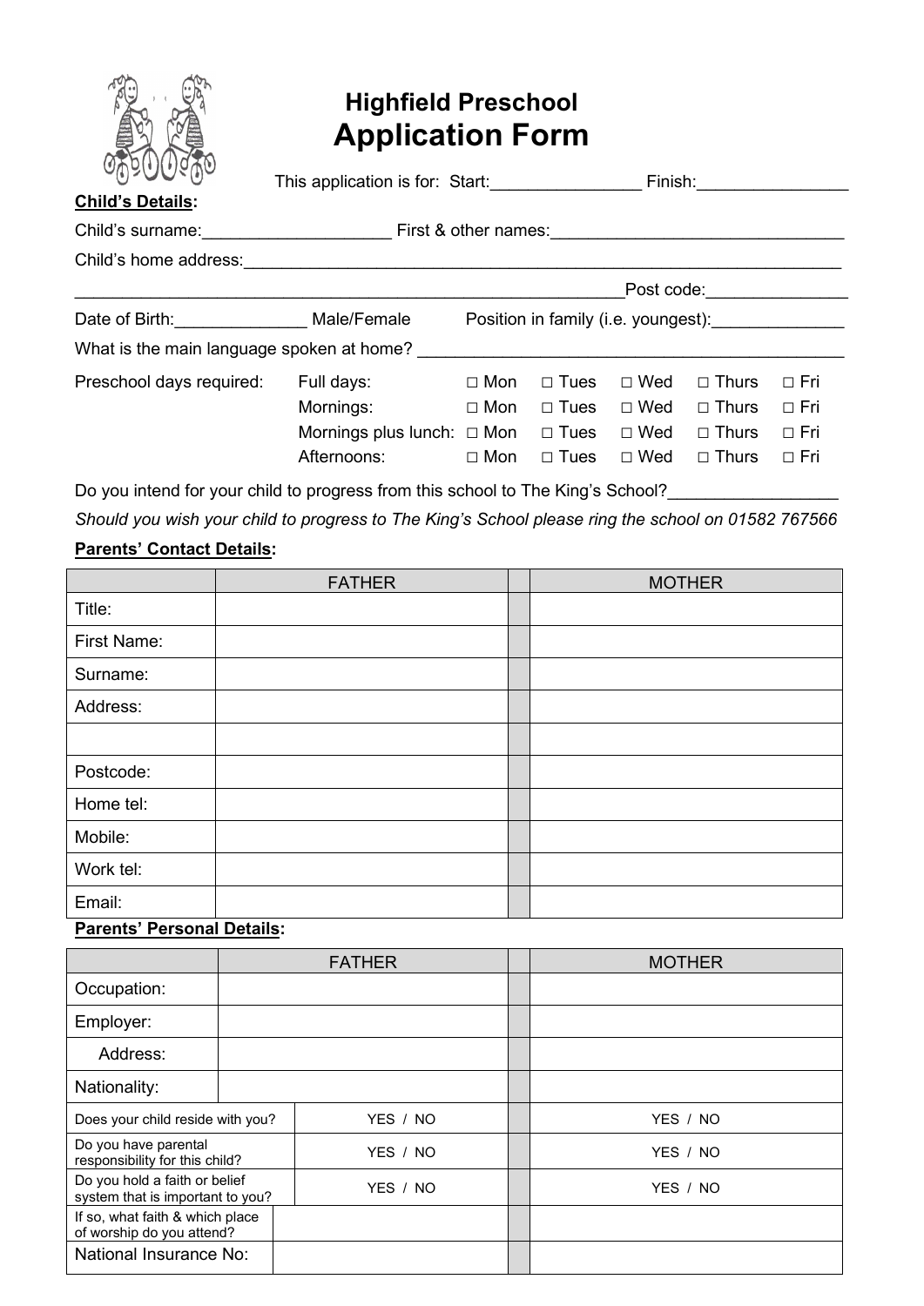# Highfield Preschool
# Application Form

This application is for: Start:________________ Finish:________________

**Child's Details:**

Child's surname:____________________ First & other names:_______________________________

Child's home address:_________________________________________________________________

___________________________________________________________Post code:_______________

Date of Birth:______________ Male/Female Position in family (i.e. youngest):______________

What is the main language spoken at home? ______________________________________________

| Preschool days required: | | | | | | |
|---|---|---|---|---|---|---|
| | Full days: | □ Mon | □ Tues | □ Wed | □ Thurs | □ Fri |
| | Mornings: | □ Mon | □ Tues | □ Wed | □ Thurs | □ Fri |
| | Mornings plus lunch: | □ Mon | □ Tues | □ Wed | □ Thurs | □ Fri |
| | Afternoons: | □ Mon | □ Tues | □ Wed | □ Thurs | □ Fri |

Do you intend for your child to progress from this school to The King's School?__________________

*Should you wish your child to progress to The King's School please ring the school on 01582 767566*

**Parents' Contact Details:**

| | FATHER | | MOTHER |
|---|---|---|---|
| Title: | | | |
| First Name: | | | |
| Surname: | | | |
| Address: | | | |
| | | | |
| Postcode: | | | |
| Home tel: | | | |
| Mobile: | | | |
| Work tel: | | | |
| Email: | | | |

**Parents' Personal Details:**

| | FATHER | | MOTHER |
|---|---|---|---|
| Occupation: | | | |
| Employer: | | | |
| Address: | | | |
| Nationality: | | | |
| Does your child reside with you? | YES / NO | | YES / NO |
| Do you have parental responsibility for this child? | YES / NO | | YES / NO |
| Do you hold a faith or belief system that is important to you? | YES / NO | | YES / NO |
| If so, what faith & which place of worship do you attend? | | | |
| National Insurance No: | | | |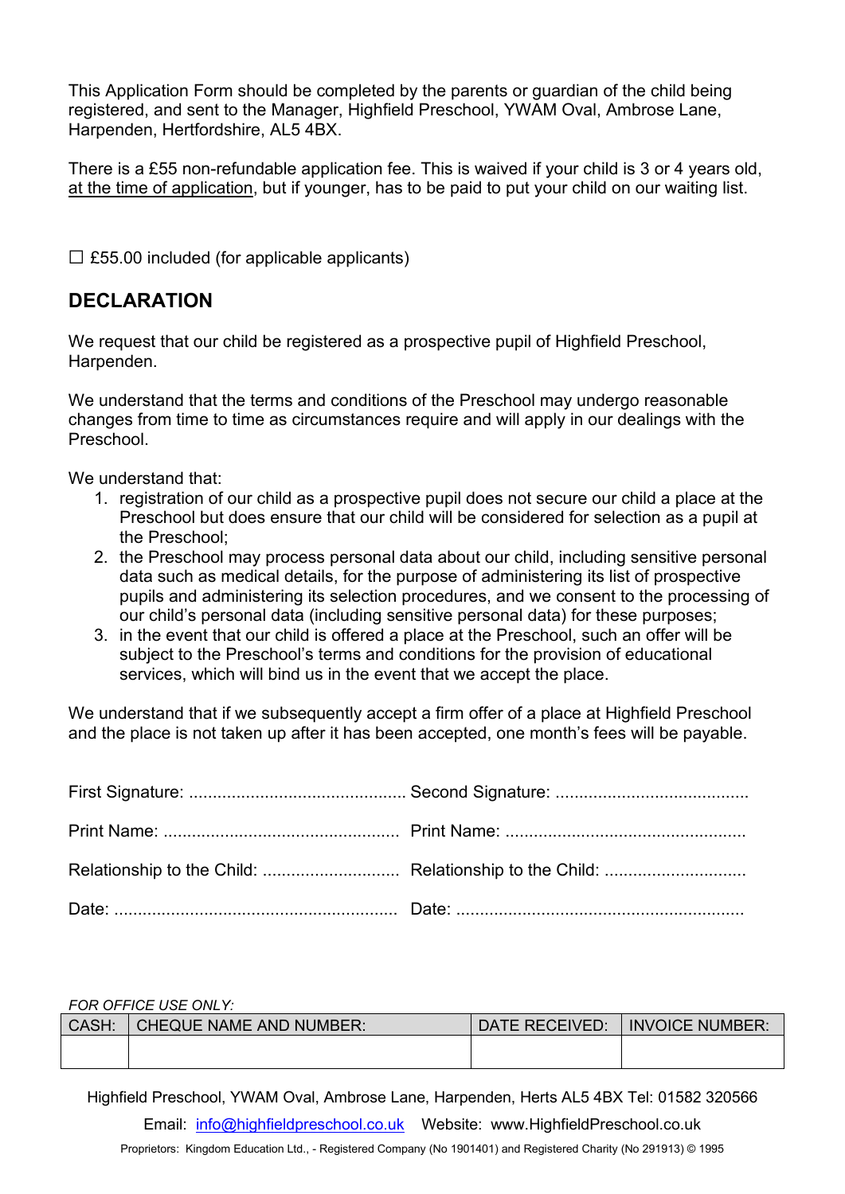This Application Form should be completed by the parents or guardian of the child being registered, and sent to the Manager, Highfield Preschool, YWAM Oval, Ambrose Lane, Harpenden, Hertfordshire, AL5 4BX.

There is a £55 non-refundable application fee. This is waived if your child is 3 or 4 years old, at the time of application, but if younger, has to be paid to put your child on our waiting list.

☐ £55.00 included (for applicable applicants)

## DECLARATION

We request that our child be registered as a prospective pupil of Highfield Preschool, Harpenden.

We understand that the terms and conditions of the Preschool may undergo reasonable changes from time to time as circumstances require and will apply in our dealings with the Preschool.

We understand that:

1. registration of our child as a prospective pupil does not secure our child a place at the Preschool but does ensure that our child will be considered for selection as a pupil at the Preschool;
2. the Preschool may process personal data about our child, including sensitive personal data such as medical details, for the purpose of administering its list of prospective pupils and administering its selection procedures, and we consent to the processing of our child's personal data (including sensitive personal data) for these purposes;
3. in the event that our child is offered a place at the Preschool, such an offer will be subject to the Preschool's terms and conditions for the provision of educational services, which will bind us in the event that we accept the place.

We understand that if we subsequently accept a firm offer of a place at Highfield Preschool and the place is not taken up after it has been accepted, one month's fees will be payable.

First Signature: .............................................. Second Signature: .........................................

Print Name: .................................................. Print Name: ..................................................

Relationship to the Child: ............................ Relationship to the Child: .............................

Date: ............................................................ Date: .............................................................

*FOR OFFICE USE ONLY:*

| CASH: | CHEQUE NAME AND NUMBER: | DATE RECEIVED: | INVOICE NUMBER: |
|---|---|---|---|
| | | | |

Highfield Preschool, YWAM Oval, Ambrose Lane, Harpenden, Herts AL5 4BX Tel: 01582 320566

Email: info@highfieldpreschool.co.uk Website: www.HighfieldPreschool.co.uk

Proprietors: Kingdom Education Ltd., - Registered Company (No 1901401) and Registered Charity (No 291913) © 1995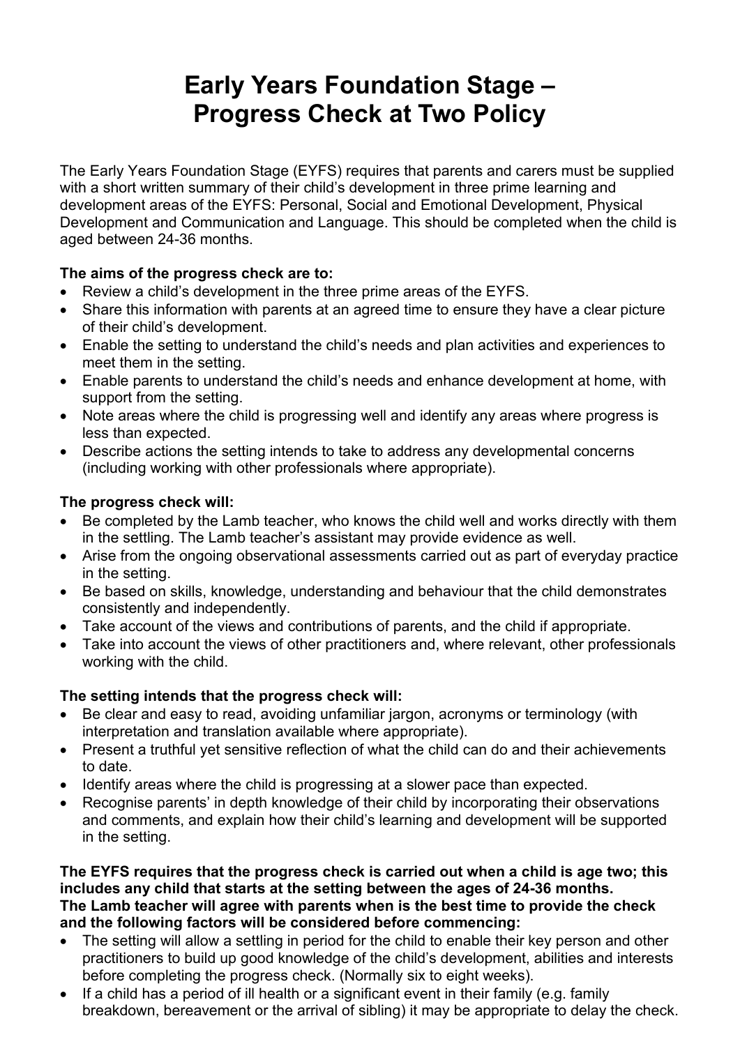# Early Years Foundation Stage – Progress Check at Two Policy

The Early Years Foundation Stage (EYFS) requires that parents and carers must be supplied with a short written summary of their child's development in three prime learning and development areas of the EYFS: Personal, Social and Emotional Development, Physical Development and Communication and Language. This should be completed when the child is aged between 24-36 months.

**The aims of the progress check are to:**

- Review a child's development in the three prime areas of the EYFS.
- Share this information with parents at an agreed time to ensure they have a clear picture of their child's development.
- Enable the setting to understand the child's needs and plan activities and experiences to meet them in the setting.
- Enable parents to understand the child's needs and enhance development at home, with support from the setting.
- Note areas where the child is progressing well and identify any areas where progress is less than expected.
- Describe actions the setting intends to take to address any developmental concerns (including working with other professionals where appropriate).

**The progress check will:**

- Be completed by the Lamb teacher, who knows the child well and works directly with them in the settling. The Lamb teacher's assistant may provide evidence as well.
- Arise from the ongoing observational assessments carried out as part of everyday practice in the setting.
- Be based on skills, knowledge, understanding and behaviour that the child demonstrates consistently and independently.
- Take account of the views and contributions of parents, and the child if appropriate.
- Take into account the views of other practitioners and, where relevant, other professionals working with the child.

**The setting intends that the progress check will:**

- Be clear and easy to read, avoiding unfamiliar jargon, acronyms or terminology (with interpretation and translation available where appropriate).
- Present a truthful yet sensitive reflection of what the child can do and their achievements to date.
- Identify areas where the child is progressing at a slower pace than expected.
- Recognise parents' in depth knowledge of their child by incorporating their observations and comments, and explain how their child's learning and development will be supported in the setting.

**The EYFS requires that the progress check is carried out when a child is age two; this includes any child that starts at the setting between the ages of 24-36 months. The Lamb teacher will agree with parents when is the best time to provide the check and the following factors will be considered before commencing:**

- The setting will allow a settling in period for the child to enable their key person and other practitioners to build up good knowledge of the child's development, abilities and interests before completing the progress check. (Normally six to eight weeks).
- If a child has a period of ill health or a significant event in their family (e.g. family breakdown, bereavement or the arrival of sibling) it may be appropriate to delay the check.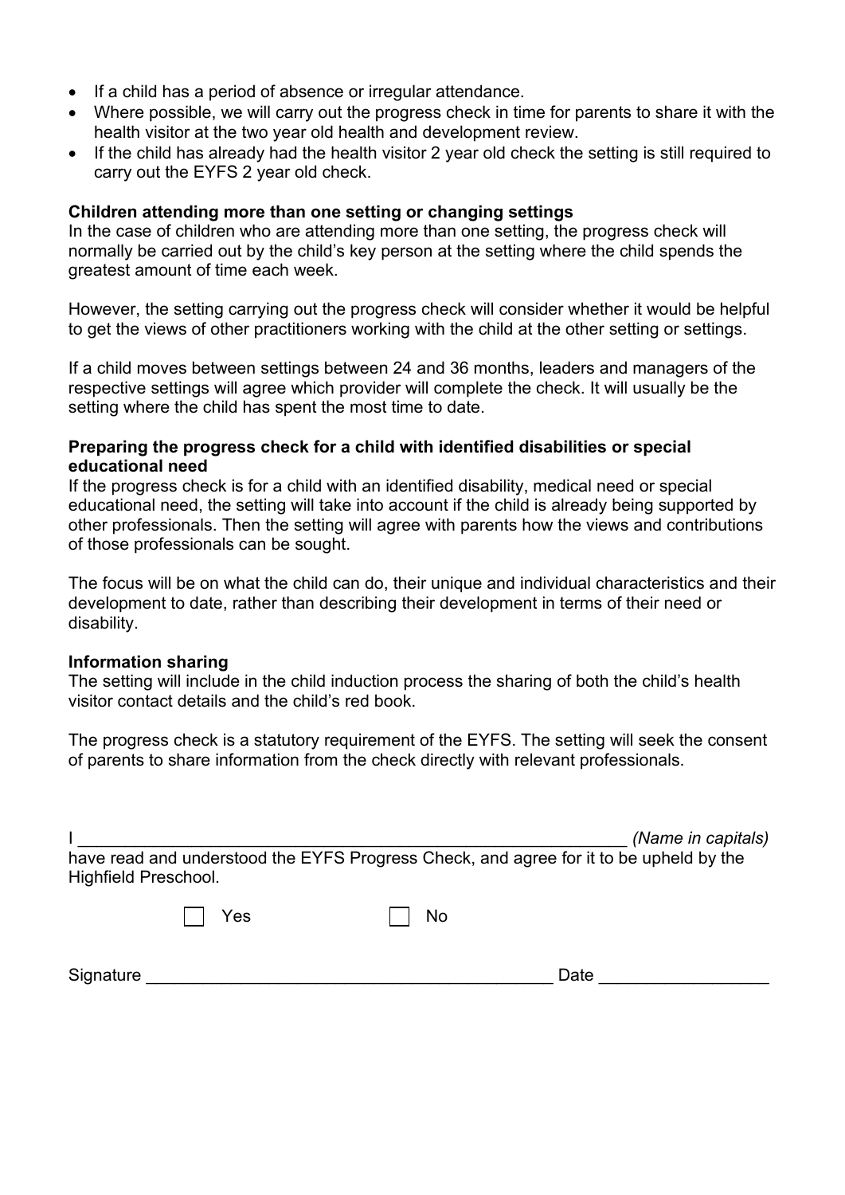- If a child has a period of absence or irregular attendance.
- Where possible, we will carry out the progress check in time for parents to share it with the health visitor at the two year old health and development review.
- If the child has already had the health visitor 2 year old check the setting is still required to carry out the EYFS 2 year old check.

**Children attending more than one setting or changing settings**

In the case of children who are attending more than one setting, the progress check will normally be carried out by the child's key person at the setting where the child spends the greatest amount of time each week.

However, the setting carrying out the progress check will consider whether it would be helpful to get the views of other practitioners working with the child at the other setting or settings.

If a child moves between settings between 24 and 36 months, leaders and managers of the respective settings will agree which provider will complete the check. It will usually be the setting where the child has spent the most time to date.

**Preparing the progress check for a child with identified disabilities or special educational need**

If the progress check is for a child with an identified disability, medical need or special educational need, the setting will take into account if the child is already being supported by other professionals. Then the setting will agree with parents how the views and contributions of those professionals can be sought.

The focus will be on what the child can do, their unique and individual characteristics and their development to date, rather than describing their development in terms of their need or disability.

**Information sharing**

The setting will include in the child induction process the sharing of both the child's health visitor contact details and the child's red book.

The progress check is a statutory requirement of the EYFS. The setting will seek the consent of parents to share information from the check directly with relevant professionals.

I ____________________________________________________________ *(Name in capitals)* have read and understood the EYFS Progress Check, and agree for it to be upheld by the Highfield Preschool.

☐ Yes ☐ No

Signature ____________________________________________ Date __________________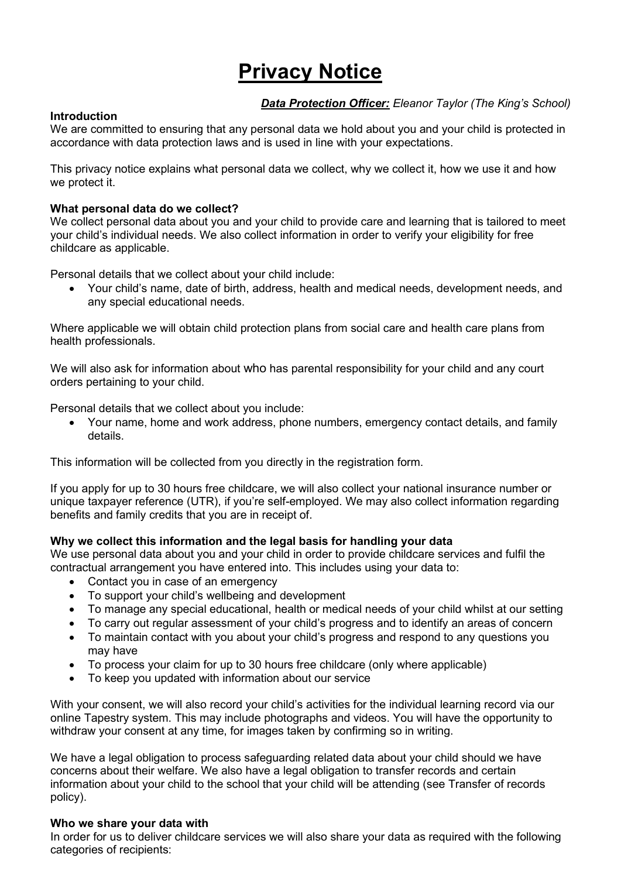# Privacy Notice

***Data Protection Officer:*** *Eleanor Taylor (The King's School)*

**Introduction**

We are committed to ensuring that any personal data we hold about you and your child is protected in accordance with data protection laws and is used in line with your expectations.

This privacy notice explains what personal data we collect, why we collect it, how we use it and how we protect it.

**What personal data do we collect?**

We collect personal data about you and your child to provide care and learning that is tailored to meet your child's individual needs. We also collect information in order to verify your eligibility for free childcare as applicable.

Personal details that we collect about your child include:

- Your child's name, date of birth, address, health and medical needs, development needs, and any special educational needs.

Where applicable we will obtain child protection plans from social care and health care plans from health professionals.

We will also ask for information about who has parental responsibility for your child and any court orders pertaining to your child.

Personal details that we collect about you include:

- Your name, home and work address, phone numbers, emergency contact details, and family details.

This information will be collected from you directly in the registration form.

If you apply for up to 30 hours free childcare, we will also collect your national insurance number or unique taxpayer reference (UTR), if you're self-employed. We may also collect information regarding benefits and family credits that you are in receipt of.

**Why we collect this information and the legal basis for handling your data**

We use personal data about you and your child in order to provide childcare services and fulfil the contractual arrangement you have entered into. This includes using your data to:

- Contact you in case of an emergency
- To support your child's wellbeing and development
- To manage any special educational, health or medical needs of your child whilst at our setting
- To carry out regular assessment of your child's progress and to identify an areas of concern
- To maintain contact with you about your child's progress and respond to any questions you may have
- To process your claim for up to 30 hours free childcare (only where applicable)
- To keep you updated with information about our service

With your consent, we will also record your child's activities for the individual learning record via our online Tapestry system. This may include photographs and videos. You will have the opportunity to withdraw your consent at any time, for images taken by confirming so in writing.

We have a legal obligation to process safeguarding related data about your child should we have concerns about their welfare. We also have a legal obligation to transfer records and certain information about your child to the school that your child will be attending (see Transfer of records policy).

**Who we share your data with**

In order for us to deliver childcare services we will also share your data as required with the following categories of recipients: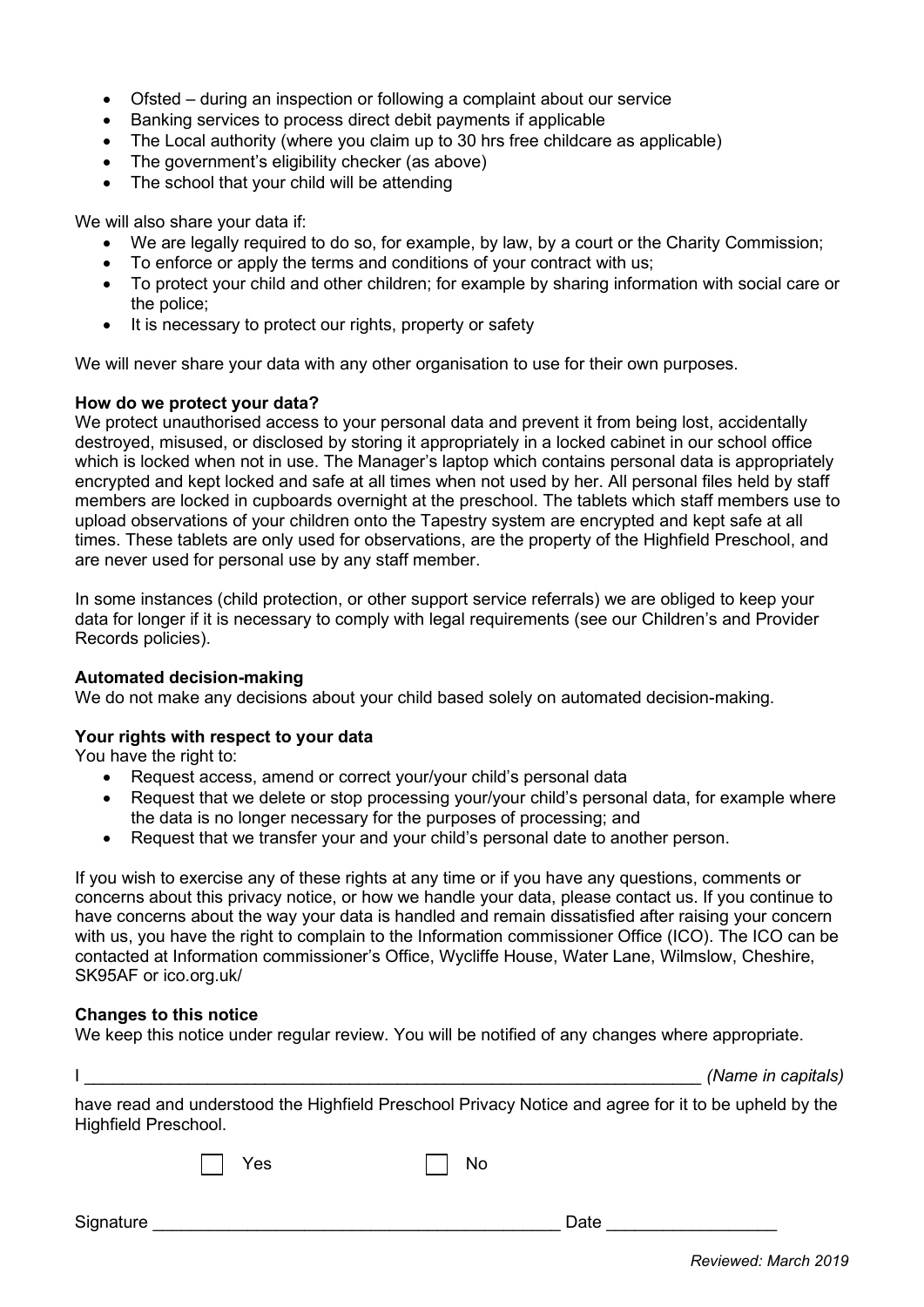- Ofsted – during an inspection or following a complaint about our service
- Banking services to process direct debit payments if applicable
- The Local authority (where you claim up to 30 hrs free childcare as applicable)
- The government's eligibility checker (as above)
- The school that your child will be attending

We will also share your data if:

- We are legally required to do so, for example, by law, by a court or the Charity Commission;
- To enforce or apply the terms and conditions of your contract with us;
- To protect your child and other children; for example by sharing information with social care or the police;
- It is necessary to protect our rights, property or safety

We will never share your data with any other organisation to use for their own purposes.

**How do we protect your data?**

We protect unauthorised access to your personal data and prevent it from being lost, accidentally destroyed, misused, or disclosed by storing it appropriately in a locked cabinet in our school office which is locked when not in use. The Manager's laptop which contains personal data is appropriately encrypted and kept locked and safe at all times when not used by her. All personal files held by staff members are locked in cupboards overnight at the preschool. The tablets which staff members use to upload observations of your children onto the Tapestry system are encrypted and kept safe at all times. These tablets are only used for observations, are the property of the Highfield Preschool, and are never used for personal use by any staff member.

In some instances (child protection, or other support service referrals) we are obliged to keep your data for longer if it is necessary to comply with legal requirements (see our Children's and Provider Records policies).

**Automated decision-making**

We do not make any decisions about your child based solely on automated decision-making.

**Your rights with respect to your data**

You have the right to:

- Request access, amend or correct your/your child's personal data
- Request that we delete or stop processing your/your child's personal data, for example where the data is no longer necessary for the purposes of processing; and
- Request that we transfer your and your child's personal date to another person.

If you wish to exercise any of these rights at any time or if you have any questions, comments or concerns about this privacy notice, or how we handle your data, please contact us. If you continue to have concerns about the way your data is handled and remain dissatisfied after raising your concern with us, you have the right to complain to the Information commissioner Office (ICO). The ICO can be contacted at Information commissioner's Office, Wycliffe House, Water Lane, Wilmslow, Cheshire, SK95AF or ico.org.uk/

**Changes to this notice**

We keep this notice under regular review. You will be notified of any changes where appropriate.

I ____________________________________________________________________ *(Name in capitals)*

have read and understood the Highfield Preschool Privacy Notice and agree for it to be upheld by the Highfield Preschool.

☐ Yes ☐ No

Signature ___________________________________________ Date _________________

*Reviewed: March 2019*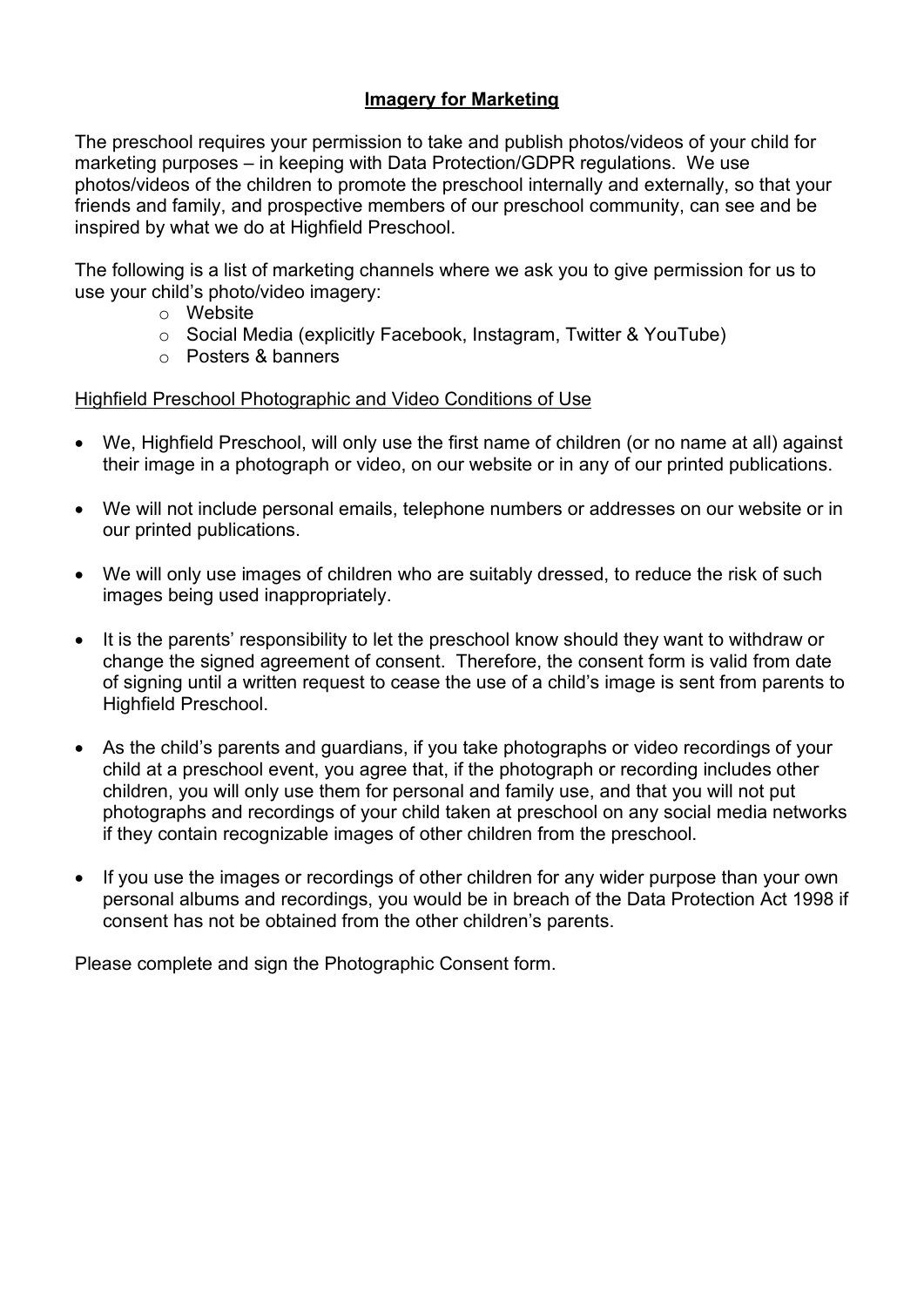## Imagery for Marketing

The preschool requires your permission to take and publish photos/videos of your child for marketing purposes – in keeping with Data Protection/GDPR regulations. We use photos/videos of the children to promote the preschool internally and externally, so that your friends and family, and prospective members of our preschool community, can see and be inspired by what we do at Highfield Preschool.

The following is a list of marketing channels where we ask you to give permission for us to use your child's photo/video imagery:

- Website
- Social Media (explicitly Facebook, Instagram, Twitter & YouTube)
- Posters & banners

Highfield Preschool Photographic and Video Conditions of Use

- We, Highfield Preschool, will only use the first name of children (or no name at all) against their image in a photograph or video, on our website or in any of our printed publications.
- We will not include personal emails, telephone numbers or addresses on our website or in our printed publications.
- We will only use images of children who are suitably dressed, to reduce the risk of such images being used inappropriately.
- It is the parents' responsibility to let the preschool know should they want to withdraw or change the signed agreement of consent. Therefore, the consent form is valid from date of signing until a written request to cease the use of a child's image is sent from parents to Highfield Preschool.
- As the child's parents and guardians, if you take photographs or video recordings of your child at a preschool event, you agree that, if the photograph or recording includes other children, you will only use them for personal and family use, and that you will not put photographs and recordings of your child taken at preschool on any social media networks if they contain recognizable images of other children from the preschool.
- If you use the images or recordings of other children for any wider purpose than your own personal albums and recordings, you would be in breach of the Data Protection Act 1998 if consent has not be obtained from the other children's parents.

Please complete and sign the Photographic Consent form.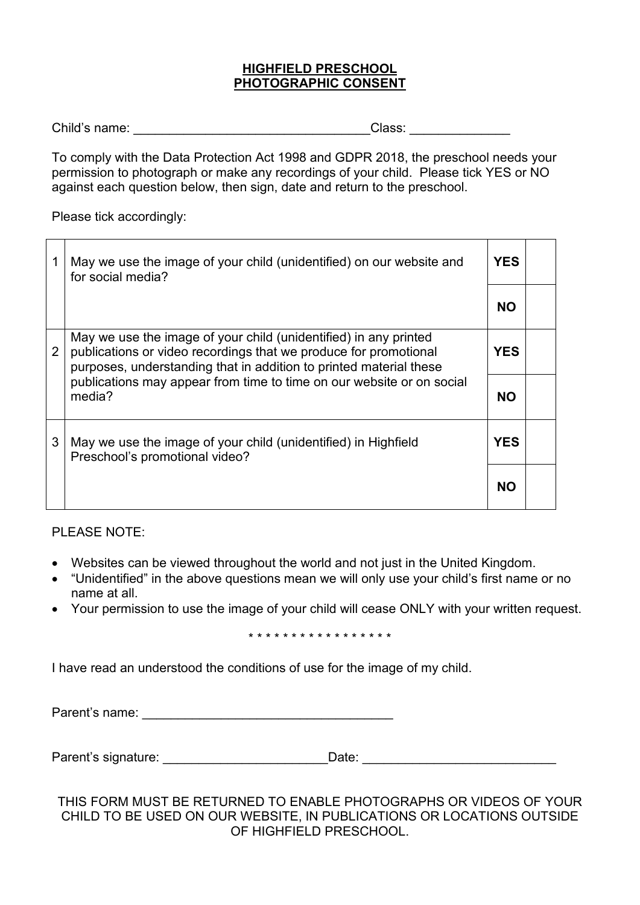# HIGHFIELD PRESCHOOL
# PHOTOGRAPHIC CONSENT

Child's name: _________________________________Class: ______________

To comply with the Data Protection Act 1998 and GDPR 2018, the preschool needs your permission to photograph or make any recordings of your child. Please tick YES or NO against each question below, then sign, date and return to the preschool.

Please tick accordingly:

| | | | |
|---|---|---|---|
| 1 | May we use the image of your child (unidentified) on our website and for social media? | **YES** | |
| | | **NO** | |
| 2 | May we use the image of your child (unidentified) in any printed publications or video recordings that we produce for promotional purposes, understanding that in addition to printed material these publications may appear from time to time on our website or on social media? | **YES** | |
| | | **NO** | |
| 3 | May we use the image of your child (unidentified) in Highfield Preschool's promotional video? | **YES** | |
| | | **NO** | |

PLEASE NOTE:

- Websites can be viewed throughout the world and not just in the United Kingdom.
- "Unidentified" in the above questions mean we will only use your child's first name or no name at all.
- Your permission to use the image of your child will cease ONLY with your written request.

* * * * * * * * * * * * * * * * *

I have read an understood the conditions of use for the image of my child.

Parent's name: ___________________________________

Parent's signature: ______________________Date: __________________________

THIS FORM MUST BE RETURNED TO ENABLE PHOTOGRAPHS OR VIDEOS OF YOUR CHILD TO BE USED ON OUR WEBSITE, IN PUBLICATIONS OR LOCATIONS OUTSIDE OF HIGHFIELD PRESCHOOL.